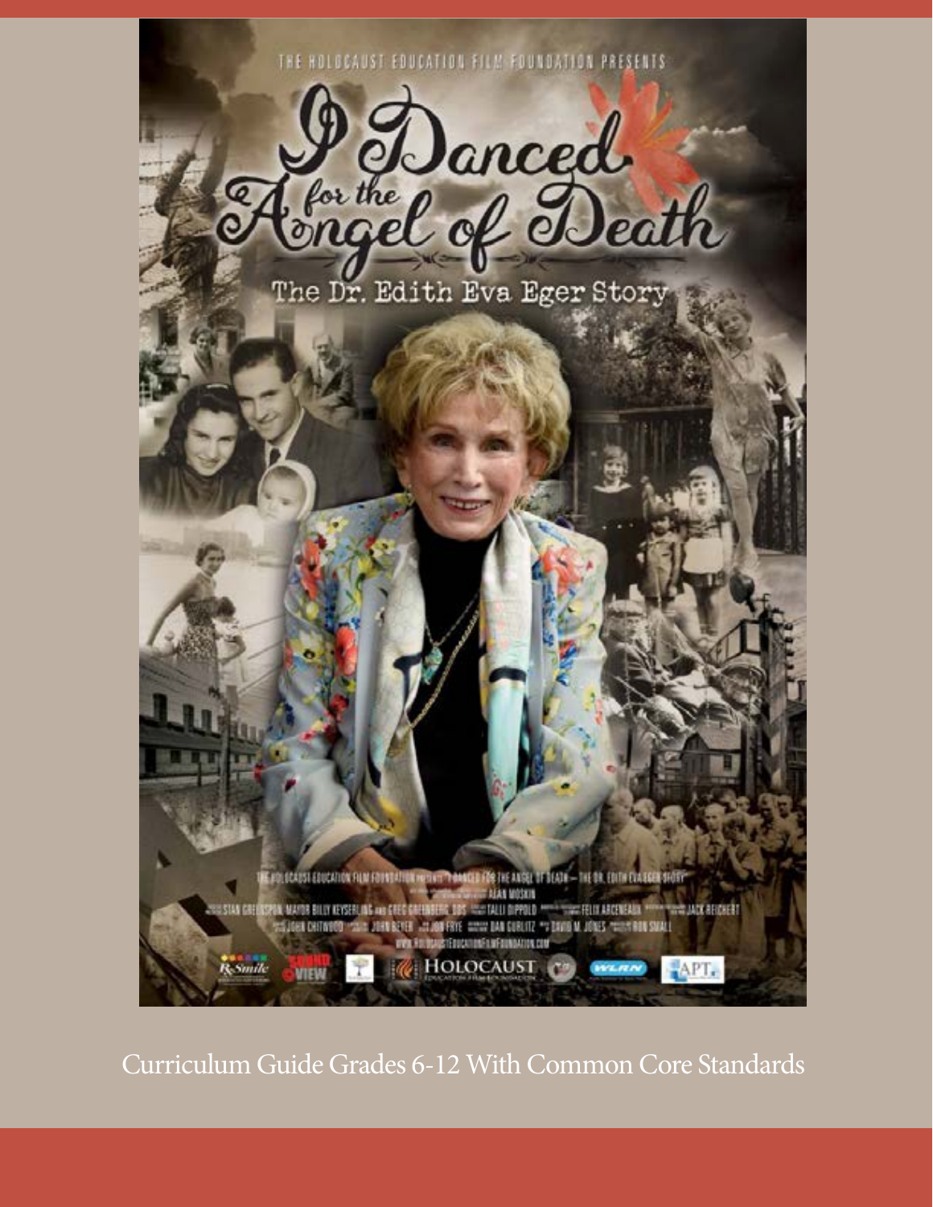THE HOLOCAUST EDUCATION FILM FOUNDATION PRESENTS

# I Danced for the Angel of Death

## The Dr. Edith Eva Eger Story

Curriculum Guide Grades 6-12 With Common Core Standards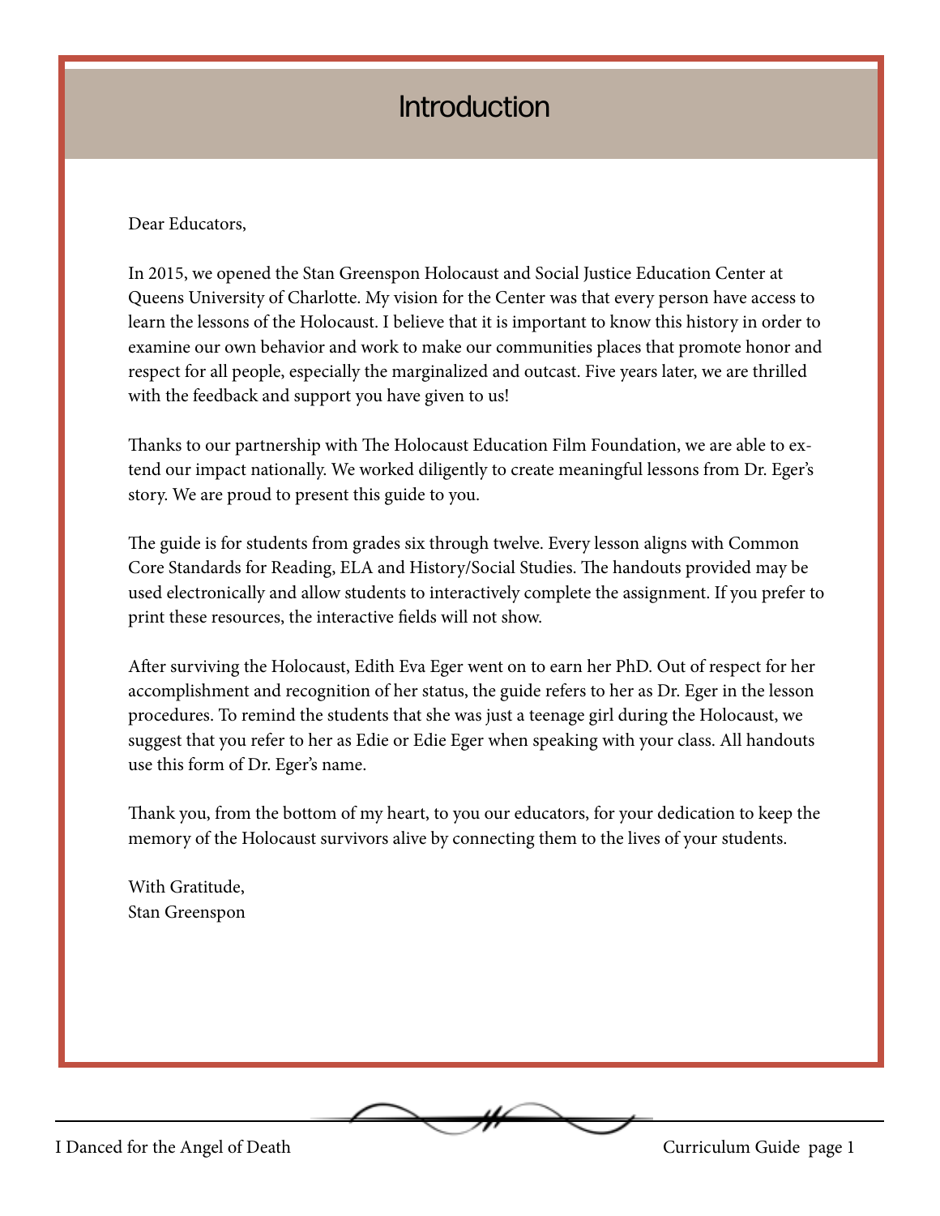# Introduction

Dear Educators,

In 2015, we opened the Stan Greenspon Holocaust and Social Justice Education Center at Queens University of Charlotte. My vision for the Center was that every person have access to learn the lessons of the Holocaust. I believe that it is important to know this history in order to examine our own behavior and work to make our communities places that promote honor and respect for all people, especially the marginalized and outcast. Five years later, we are thrilled with the feedback and support you have given to us!

Thanks to our partnership with The Holocaust Education Film Foundation, we are able to extend our impact nationally. We worked diligently to create meaningful lessons from Dr. Eger's story. We are proud to present this guide to you.

The guide is for students from grades six through twelve. Every lesson aligns with Common Core Standards for Reading, ELA and History/Social Studies. The handouts provided may be used electronically and allow students to interactively complete the assignment. If you prefer to print these resources, the interactive fields will not show.

After surviving the Holocaust, Edith Eva Eger went on to earn her PhD. Out of respect for her accomplishment and recognition of her status, the guide refers to her as Dr. Eger in the lesson procedures. To remind the students that she was just a teenage girl during the Holocaust, we suggest that you refer to her as Edie or Edie Eger when speaking with your class. All handouts use this form of Dr. Eger's name.

Thank you, from the bottom of my heart, to you our educators, for your dedication to keep the memory of the Holocaust survivors alive by connecting them to the lives of your students.

With Gratitude,
Stan Greenspon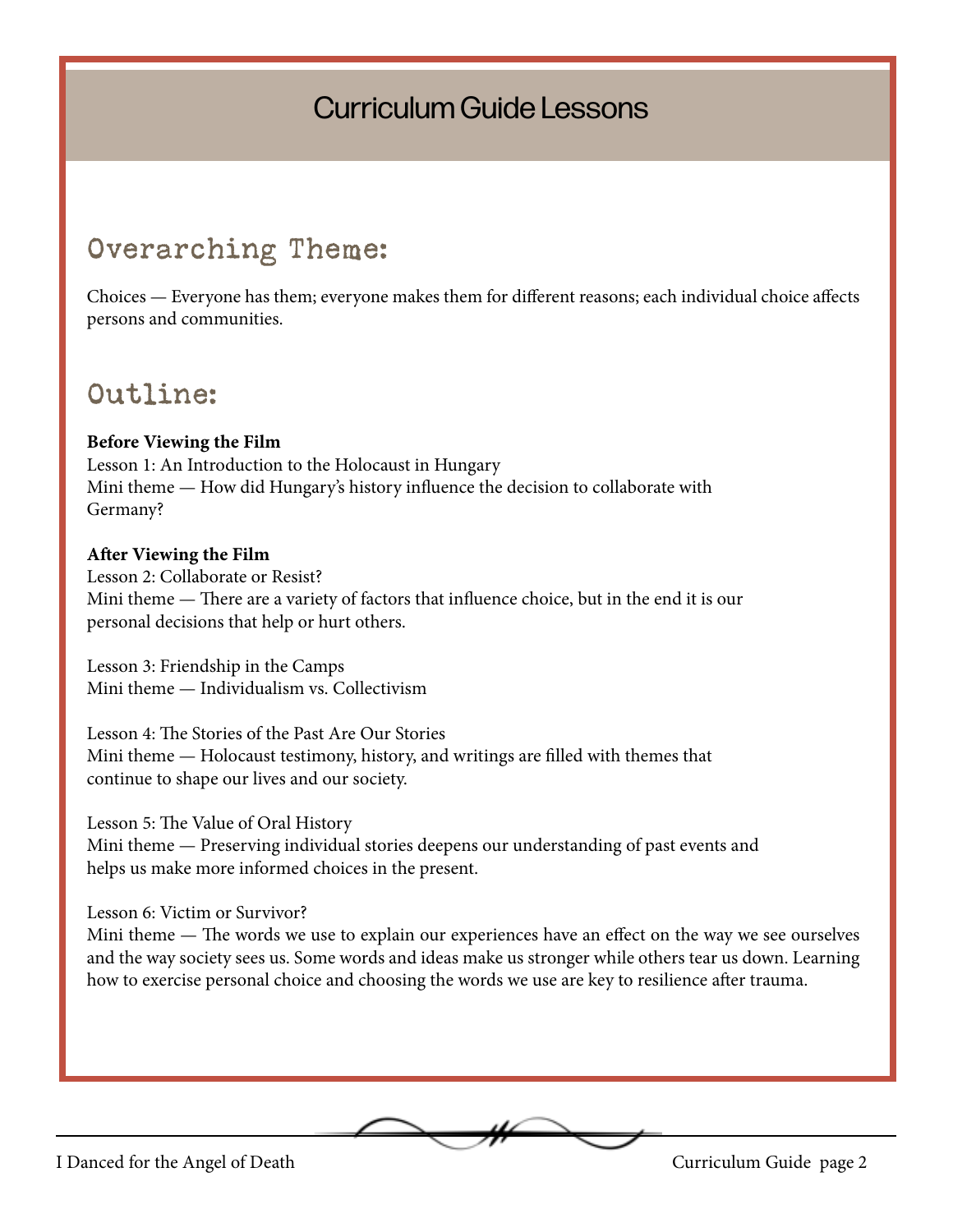# Curriculum Guide Lessons

## Overarching Theme:

Choices — Everyone has them; everyone makes them for different reasons; each individual choice affects persons and communities.

## Outline:

**Before Viewing the Film**
Lesson 1: An Introduction to the Holocaust in Hungary
Mini theme — How did Hungary's history influence the decision to collaborate with Germany?

**After Viewing the Film**
Lesson 2: Collaborate or Resist?
Mini theme — There are a variety of factors that influence choice, but in the end it is our personal decisions that help or hurt others.

Lesson 3: Friendship in the Camps
Mini theme — Individualism vs. Collectivism

Lesson 4: The Stories of the Past Are Our Stories
Mini theme — Holocaust testimony, history, and writings are filled with themes that continue to shape our lives and our society.

Lesson 5: The Value of Oral History
Mini theme — Preserving individual stories deepens our understanding of past events and helps us make more informed choices in the present.

Lesson 6: Victim or Survivor?
Mini theme — The words we use to explain our experiences have an effect on the way we see ourselves and the way society sees us. Some words and ideas make us stronger while others tear us down. Learning how to exercise personal choice and choosing the words we use are key to resilience after trauma.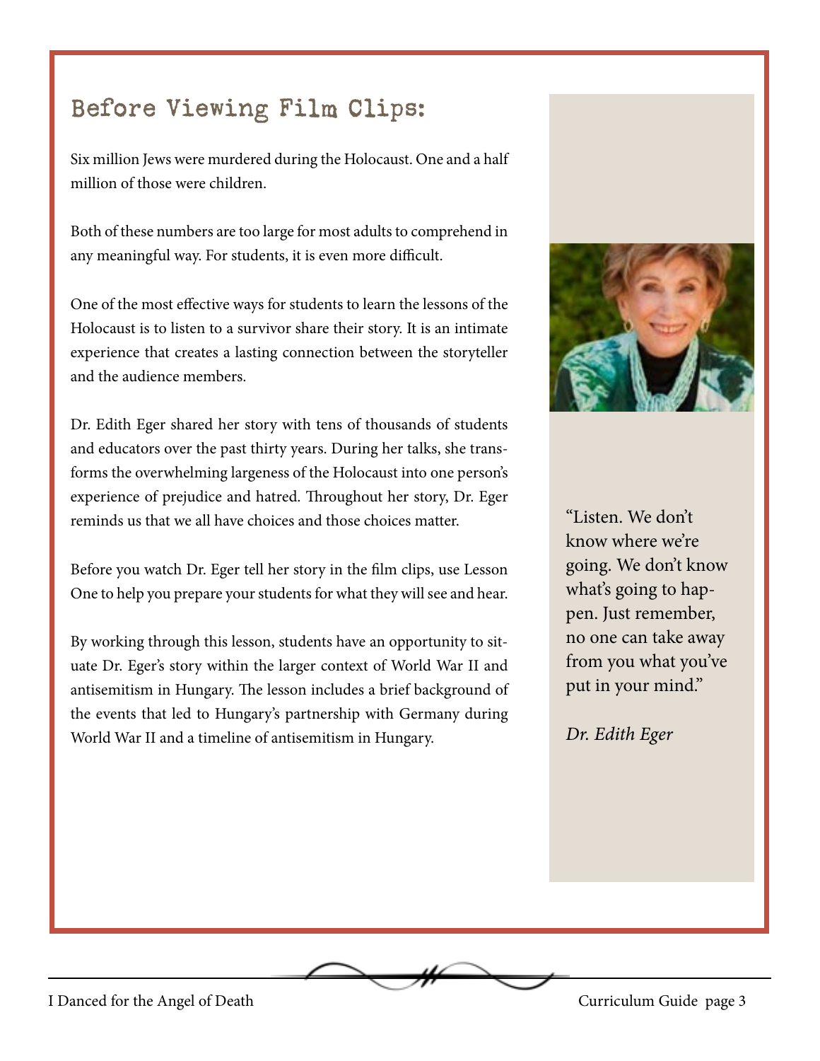## Before Viewing Film Clips:

Six million Jews were murdered during the Holocaust. One and a half million of those were children.

Both of these numbers are too large for most adults to comprehend in any meaningful way. For students, it is even more difficult.

One of the most effective ways for students to learn the lessons of the Holocaust is to listen to a survivor share their story. It is an intimate experience that creates a lasting connection between the storyteller and the audience members.

Dr. Edith Eger shared her story with tens of thousands of students and educators over the past thirty years. During her talks, she transforms the overwhelming largeness of the Holocaust into one person's experience of prejudice and hatred. Throughout her story, Dr. Eger reminds us that we all have choices and those choices matter.

Before you watch Dr. Eger tell her story in the film clips, use Lesson One to help you prepare your students for what they will see and hear.

By working through this lesson, students have an opportunity to situate Dr. Eger's story within the larger context of World War II and antisemitism in Hungary. The lesson includes a brief background of the events that led to Hungary's partnership with Germany during World War II and a timeline of antisemitism in Hungary.

"Listen. We don't know where we're going. We don't know what's going to happen. Just remember, no one can take away from you what you've put in your mind."

*Dr. Edith Eger*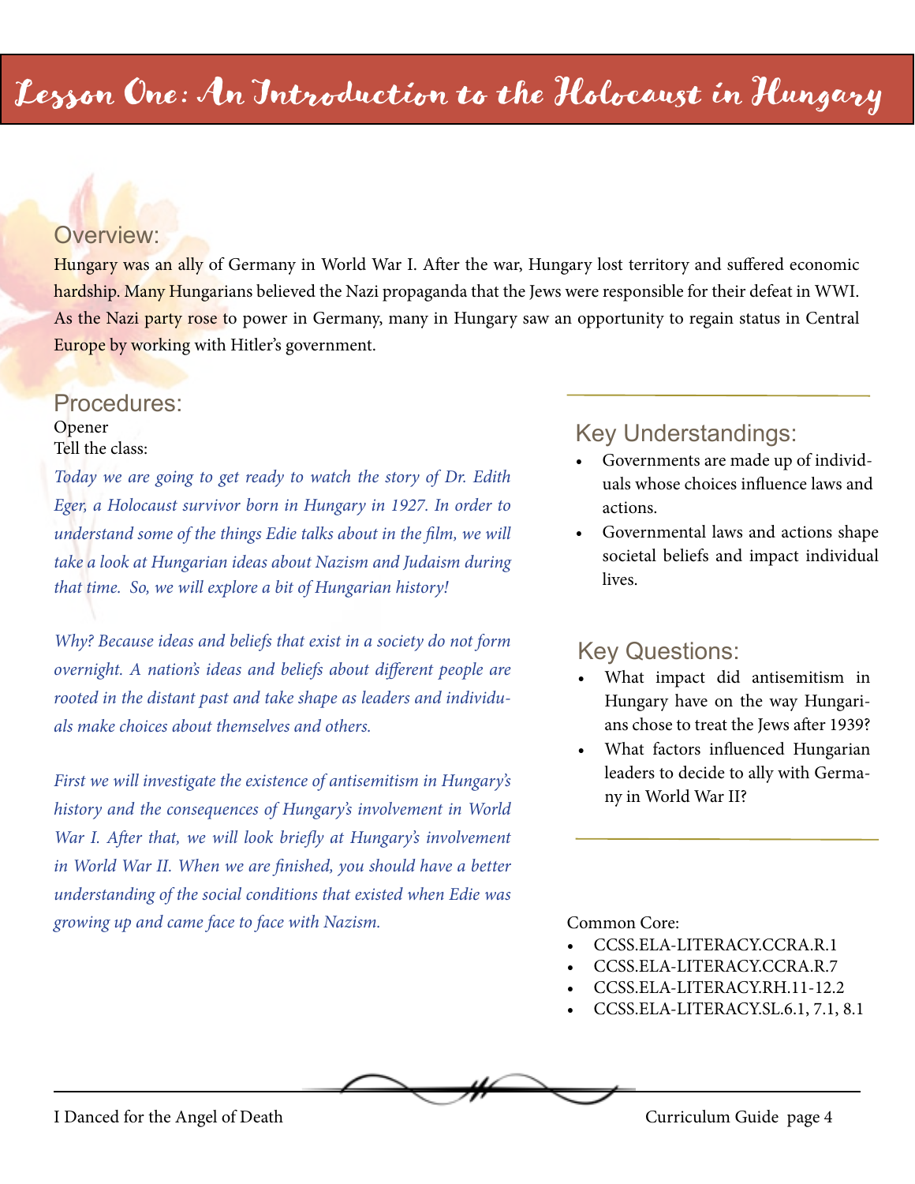# Lesson One: An Introduction to the Holocaust in Hungary

## Overview:

Hungary was an ally of Germany in World War I. After the war, Hungary lost territory and suffered economic hardship. Many Hungarians believed the Nazi propaganda that the Jews were responsible for their defeat in WWI. As the Nazi party rose to power in Germany, many in Hungary saw an opportunity to regain status in Central Europe by working with Hitler's government.

## Procedures:

Opener

Tell the class:

*Today we are going to get ready to watch the story of Dr. Edith Eger, a Holocaust survivor born in Hungary in 1927. In order to understand some of the things Edie talks about in the film, we will take a look at Hungarian ideas about Nazism and Judaism during that time. So, we will explore a bit of Hungarian history!*

*Why? Because ideas and beliefs that exist in a society do not form overnight. A nation's ideas and beliefs about different people are rooted in the distant past and take shape as leaders and individuals make choices about themselves and others.*

*First we will investigate the existence of antisemitism in Hungary's history and the consequences of Hungary's involvement in World War I. After that, we will look briefly at Hungary's involvement in World War II. When we are finished, you should have a better understanding of the social conditions that existed when Edie was growing up and came face to face with Nazism.*

## Key Understandings:

- Governments are made up of individuals whose choices influence laws and actions.
- Governmental laws and actions shape societal beliefs and impact individual lives.

## Key Questions:

- What impact did antisemitism in Hungary have on the way Hungarians chose to treat the Jews after 1939?
- What factors influenced Hungarian leaders to decide to ally with Germany in World War II?

Common Core:

- CCSS.ELA-LITERACY.CCRA.R.1
- CCSS.ELA-LITERACY.CCRA.R.7
- CCSS.ELA-LITERACY.RH.11-12.2
- CCSS.ELA-LITERACY.SL.6.1, 7.1, 8.1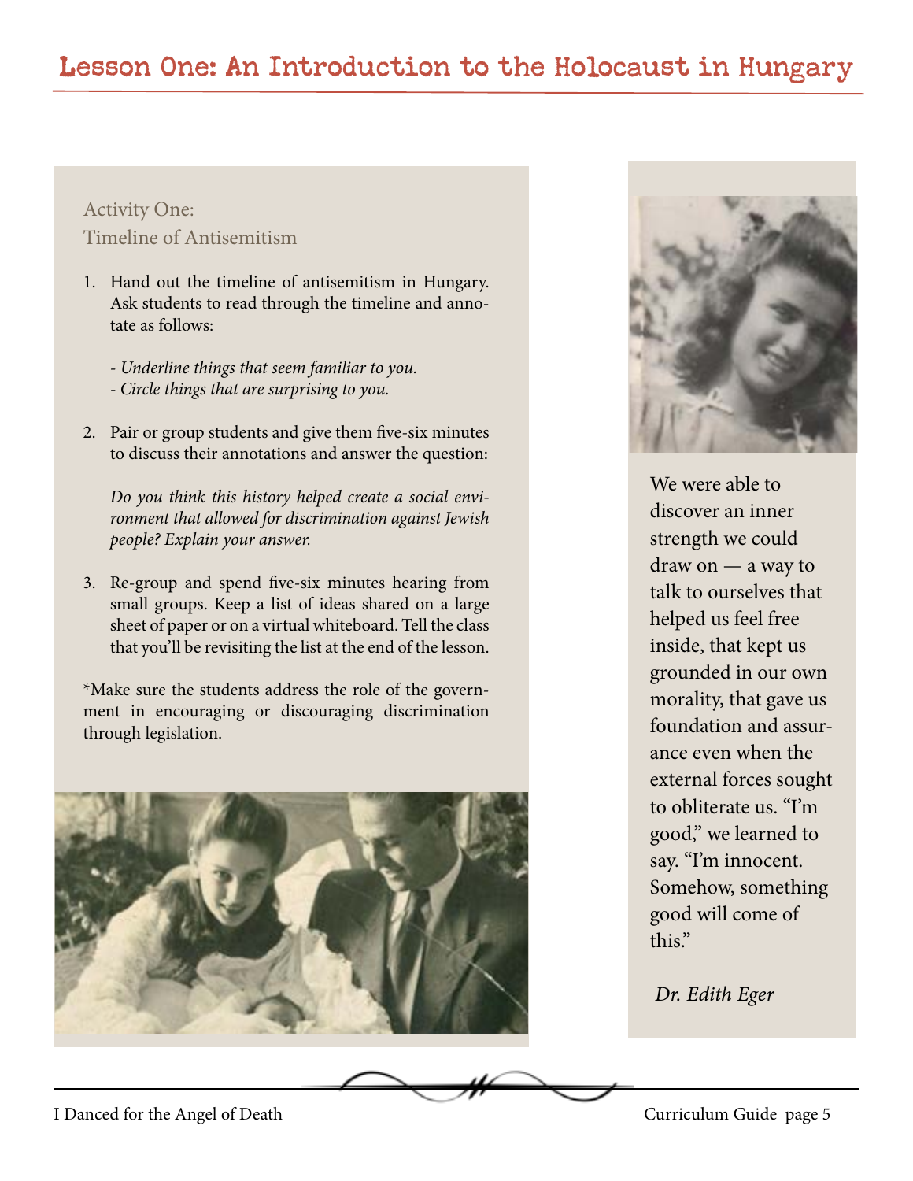## Lesson One: An Introduction to the Holocaust in Hungary

### Activity One: Timeline of Antisemitism

1. Hand out the timeline of antisemitism in Hungary. Ask students to read through the timeline and annotate as follows:

   *- Underline things that seem familiar to you.*
   *- Circle things that are surprising to you.*

2. Pair or group students and give them five-six minutes to discuss their annotations and answer the question:

   *Do you think this history helped create a social environment that allowed for discrimination against Jewish people? Explain your answer.*

3. Re-group and spend five-six minutes hearing from small groups. Keep a list of ideas shared on a large sheet of paper or on a virtual whiteboard. Tell the class that you'll be revisiting the list at the end of the lesson.

*Make sure the students address the role of the government in encouraging or discouraging discrimination through legislation.

We were able to discover an inner strength we could draw on — a way to talk to ourselves that helped us feel free inside, that kept us grounded in our own morality, that gave us foundation and assurance even when the external forces sought to obliterate us. "I'm good," we learned to say. "I'm innocent. Somehow, something good will come of this."

*Dr. Edith Eger*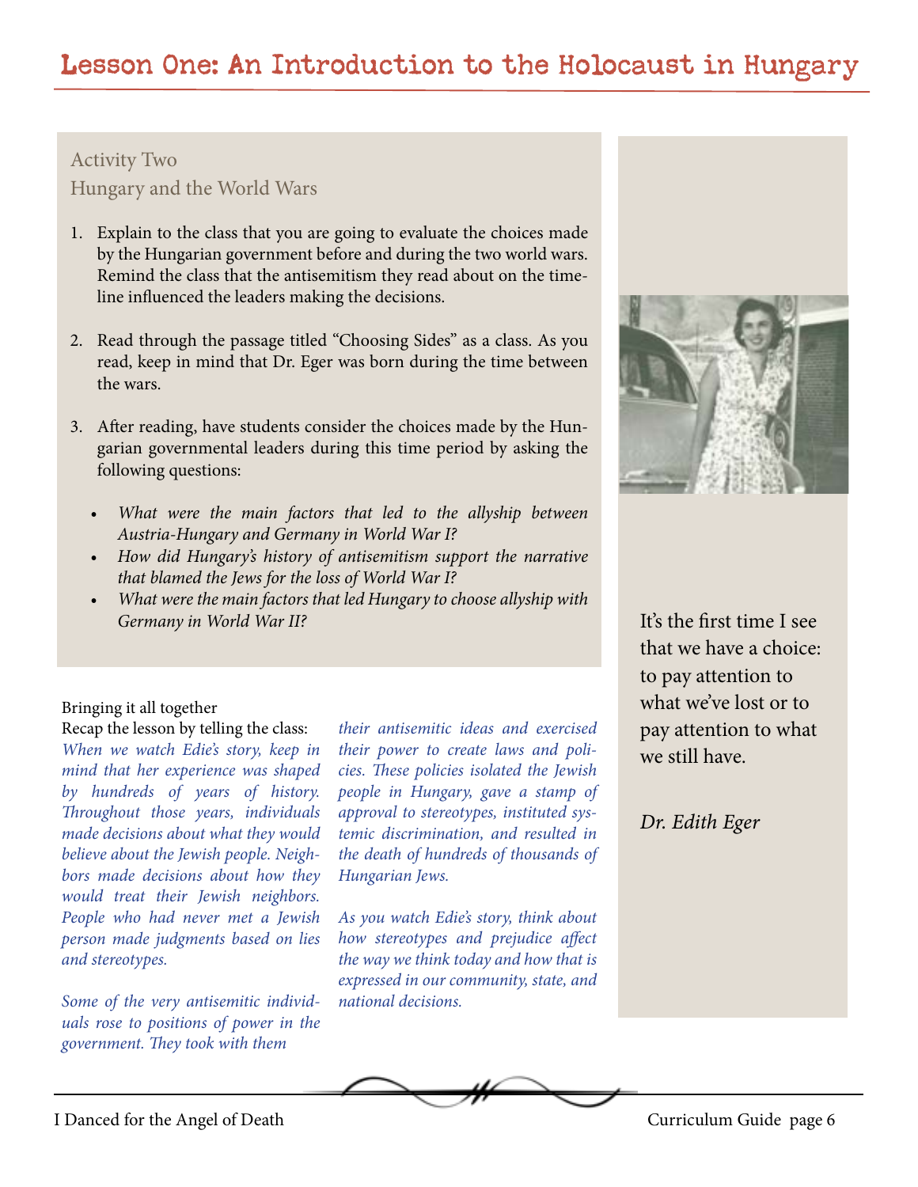# Lesson One: An Introduction to the Holocaust in Hungary

## Activity Two
### Hungary and the World Wars

1. Explain to the class that you are going to evaluate the choices made by the Hungarian government before and during the two world wars. Remind the class that the antisemitism they read about on the timeline influenced the leaders making the decisions.

2. Read through the passage titled "Choosing Sides" as a class. As you read, keep in mind that Dr. Eger was born during the time between the wars.

3. After reading, have students consider the choices made by the Hungarian governmental leaders during this time period by asking the following questions:

   - *What were the main factors that led to the allyship between Austria-Hungary and Germany in World War I?*
   - *How did Hungary's history of antisemitism support the narrative that blamed the Jews for the loss of World War I?*
   - *What were the main factors that led Hungary to choose allyship with Germany in World War II?*

It's the first time I see that we have a choice: to pay attention to what we've lost or to pay attention to what we still have.

*Dr. Edith Eger*

Bringing it all together

Recap the lesson by telling the class:

*When we watch Edie's story, keep in mind that her experience was shaped by hundreds of years of history. Throughout those years, individuals made decisions about what they would believe about the Jewish people. Neighbors made decisions about how they would treat their Jewish neighbors. People who had never met a Jewish person made judgments based on lies and stereotypes.*

*Some of the very antisemitic individuals rose to positions of power in the government. They took with them their antisemitic ideas and exercised their power to create laws and policies. These policies isolated the Jewish people in Hungary, gave a stamp of approval to stereotypes, instituted systemic discrimination, and resulted in the death of hundreds of thousands of Hungarian Jews.*

*As you watch Edie's story, think about how stereotypes and prejudice affect the way we think today and how that is expressed in our community, state, and national decisions.*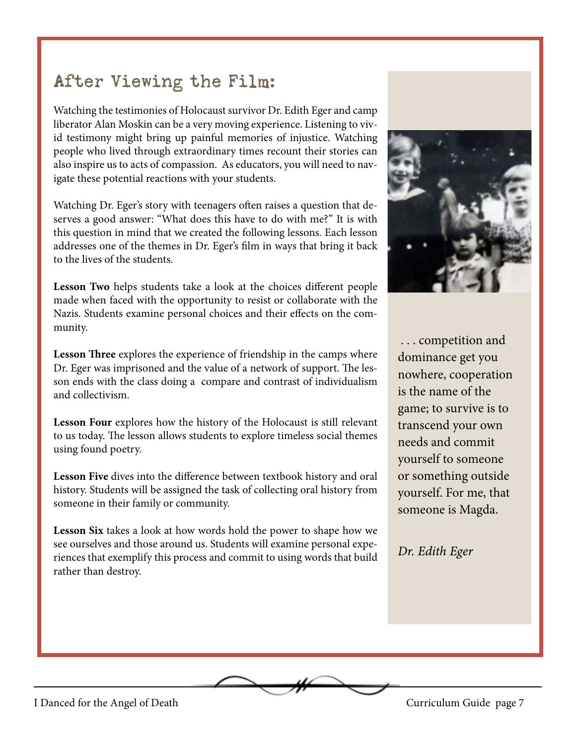## After Viewing the Film:

Watching the testimonies of Holocaust survivor Dr. Edith Eger and camp liberator Alan Moskin can be a very moving experience. Listening to vivid testimony might bring up painful memories of injustice. Watching people who lived through extraordinary times recount their stories can also inspire us to acts of compassion. As educators, you will need to navigate these potential reactions with your students.

Watching Dr. Eger's story with teenagers often raises a question that deserves a good answer: "What does this have to do with me?" It is with this question in mind that we created the following lessons. Each lesson addresses one of the themes in Dr. Eger's film in ways that bring it back to the lives of the students.

**Lesson Two** helps students take a look at the choices different people made when faced with the opportunity to resist or collaborate with the Nazis. Students examine personal choices and their effects on the community.

**Lesson Three** explores the experience of friendship in the camps where Dr. Eger was imprisoned and the value of a network of support. The lesson ends with the class doing a compare and contrast of individualism and collectivism.

**Lesson Four** explores how the history of the Holocaust is still relevant to us today. The lesson allows students to explore timeless social themes using found poetry.

**Lesson Five** dives into the difference between textbook history and oral history. Students will be assigned the task of collecting oral history from someone in their family or community.

**Lesson Six** takes a look at how words hold the power to shape how we see ourselves and those around us. Students will examine personal experiences that exemplify this process and commit to using words that build rather than destroy.

> . . . competition and dominance get you nowhere, cooperation is the name of the game; to survive is to transcend your own needs and commit yourself to someone or something outside yourself. For me, that someone is Magda.
>
> *Dr. Edith Eger*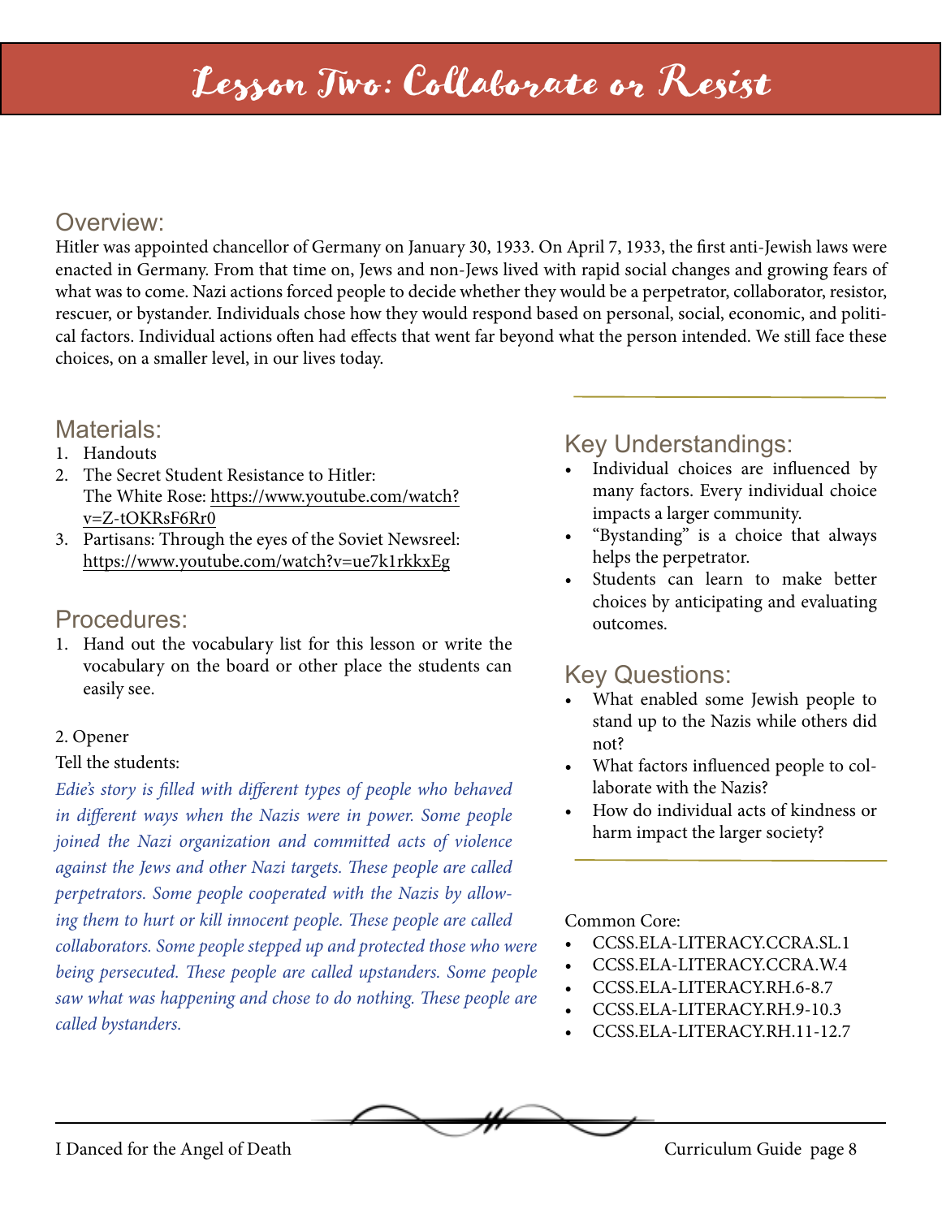# Lesson Two: Collaborate or Resist

## Overview:

Hitler was appointed chancellor of Germany on January 30, 1933. On April 7, 1933, the first anti-Jewish laws were enacted in Germany. From that time on, Jews and non-Jews lived with rapid social changes and growing fears of what was to come. Nazi actions forced people to decide whether they would be a perpetrator, collaborator, resistor, rescuer, or bystander. Individuals chose how they would respond based on personal, social, economic, and political factors. Individual actions often had effects that went far beyond what the person intended. We still face these choices, on a smaller level, in our lives today.

## Materials:

1. Handouts
2. The Secret Student Resistance to Hitler: The White Rose: https://www.youtube.com/watch?v=Z-tOKRsF6Rr0
3. Partisans: Through the eyes of the Soviet Newsreel: https://www.youtube.com/watch?v=ue7k1rkkxEg

## Procedures:

1. Hand out the vocabulary list for this lesson or write the vocabulary on the board or other place the students can easily see.

2. Opener

Tell the students:

*Edie's story is filled with different types of people who behaved in different ways when the Nazis were in power. Some people joined the Nazi organization and committed acts of violence against the Jews and other Nazi targets. These people are called perpetrators. Some people cooperated with the Nazis by allowing them to hurt or kill innocent people. These people are called collaborators. Some people stepped up and protected those who were being persecuted. These people are called upstanders. Some people saw what was happening and chose to do nothing. These people are called bystanders.*

## Key Understandings:

- Individual choices are influenced by many factors. Every individual choice impacts a larger community.
- "Bystanding" is a choice that always helps the perpetrator.
- Students can learn to make better choices by anticipating and evaluating outcomes.

## Key Questions:

- What enabled some Jewish people to stand up to the Nazis while others did not?
- What factors influenced people to collaborate with the Nazis?
- How do individual acts of kindness or harm impact the larger society?

Common Core:

- CCSS.ELA-LITERACY.CCRA.SL.1
- CCSS.ELA-LITERACY.CCRA.W.4
- CCSS.ELA-LITERACY.RH.6-8.7
- CCSS.ELA-LITERACY.RH.9-10.3
- CCSS.ELA-LITERACY.RH.11-12.7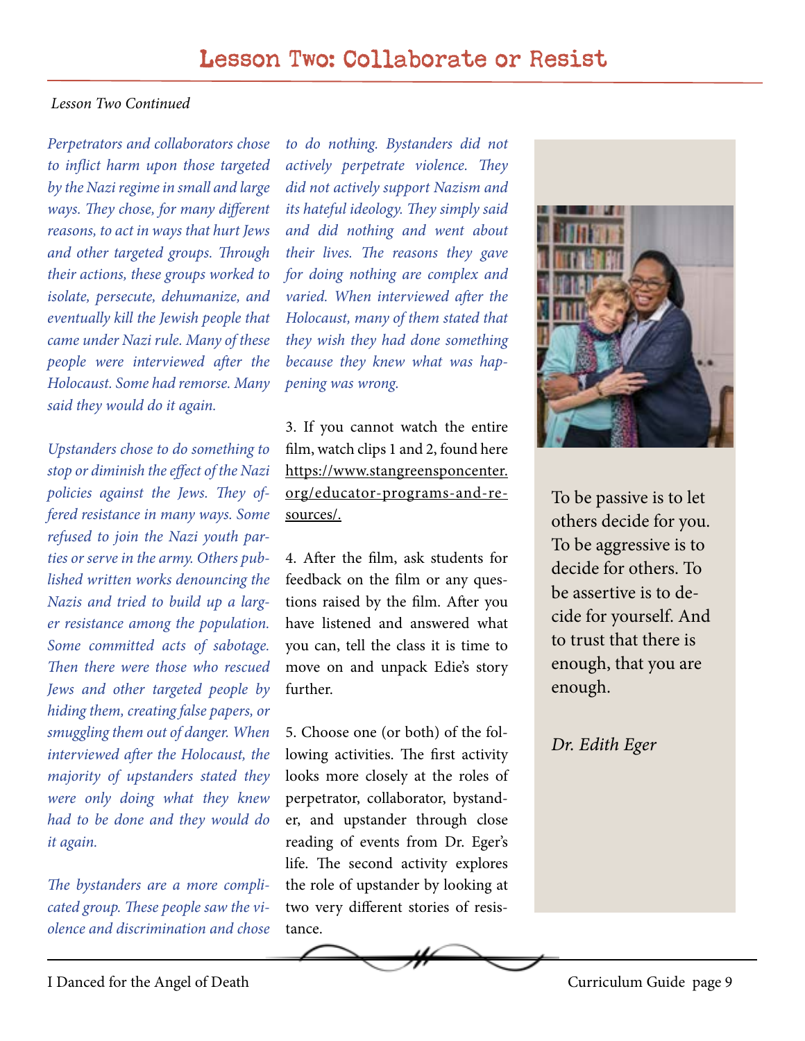# Lesson Two: Collaborate or Resist

*Lesson Two Continued*

*Perpetrators and collaborators chose to inflict harm upon those targeted by the Nazi regime in small and large ways. They chose, for many different reasons, to act in ways that hurt Jews and other targeted groups. Through their actions, these groups worked to isolate, persecute, dehumanize, and eventually kill the Jewish people that came under Nazi rule. Many of these people were interviewed after the Holocaust. Some had remorse. Many said they would do it again.*

*Upstanders chose to do something to stop or diminish the effect of the Nazi policies against the Jews. They offered resistance in many ways. Some refused to join the Nazi youth parties or serve in the army. Others published written works denouncing the Nazis and tried to build up a larger resistance among the population. Some committed acts of sabotage. Then there were those who rescued Jews and other targeted people by hiding them, creating false papers, or smuggling them out of danger. When interviewed after the Holocaust, the majority of upstanders stated they were only doing what they knew had to be done and they would do it again.*

*The bystanders are a more complicated group. These people saw the violence and discrimination and chose to do nothing. Bystanders did not actively perpetrate violence. They did not actively support Nazism and its hateful ideology. They simply said and did nothing and went about their lives. The reasons they gave for doing nothing are complex and varied. When interviewed after the Holocaust, many of them stated that they wish they had done something because they knew what was happening was wrong.*

3. If you cannot watch the entire film, watch clips 1 and 2, found here https://www.stangreensponcenter.org/educator-programs-and-resources/.

4. After the film, ask students for feedback on the film or any questions raised by the film. After you have listened and answered what you can, tell the class it is time to move on and unpack Edie's story further.

5. Choose one (or both) of the following activities. The first activity looks more closely at the roles of perpetrator, collaborator, bystander, and upstander through close reading of events from Dr. Eger's life. The second activity explores the role of upstander by looking at two very different stories of resistance.

To be passive is to let others decide for you. To be aggressive is to decide for others. To be assertive is to decide for yourself. And to trust that there is enough, that you are enough.

*Dr. Edith Eger*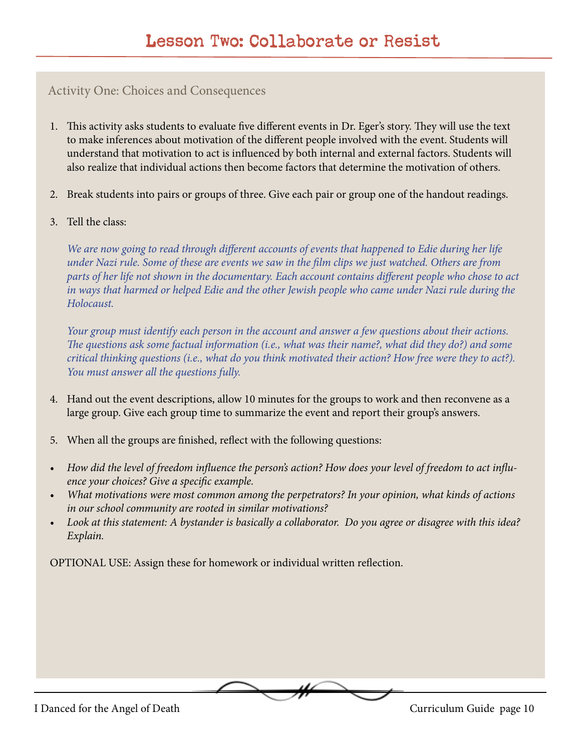# Lesson Two: Collaborate or Resist

## Activity One: Choices and Consequences

1. This activity asks students to evaluate five different events in Dr. Eger's story. They will use the text to make inferences about motivation of the different people involved with the event. Students will understand that motivation to act is influenced by both internal and external factors. Students will also realize that individual actions then become factors that determine the motivation of others.

2. Break students into pairs or groups of three. Give each pair or group one of the handout readings.

3. Tell the class:

   *We are now going to read through different accounts of events that happened to Edie during her life under Nazi rule. Some of these are events we saw in the film clips we just watched. Others are from parts of her life not shown in the documentary. Each account contains different people who chose to act in ways that harmed or helped Edie and the other Jewish people who came under Nazi rule during the Holocaust.*

   *Your group must identify each person in the account and answer a few questions about their actions. The questions ask some factual information (i.e., what was their name?, what did they do?) and some critical thinking questions (i.e., what do you think motivated their action? How free were they to act?). You must answer all the questions fully.*

4. Hand out the event descriptions, allow 10 minutes for the groups to work and then reconvene as a large group. Give each group time to summarize the event and report their group's answers.

5. When all the groups are finished, reflect with the following questions:

- *How did the level of freedom influence the person's action? How does your level of freedom to act influence your choices? Give a specific example.*
- *What motivations were most common among the perpetrators? In your opinion, what kinds of actions in our school community are rooted in similar motivations?*
- *Look at this statement: A bystander is basically a collaborator. Do you agree or disagree with this idea? Explain.*

OPTIONAL USE: Assign these for homework or individual written reflection.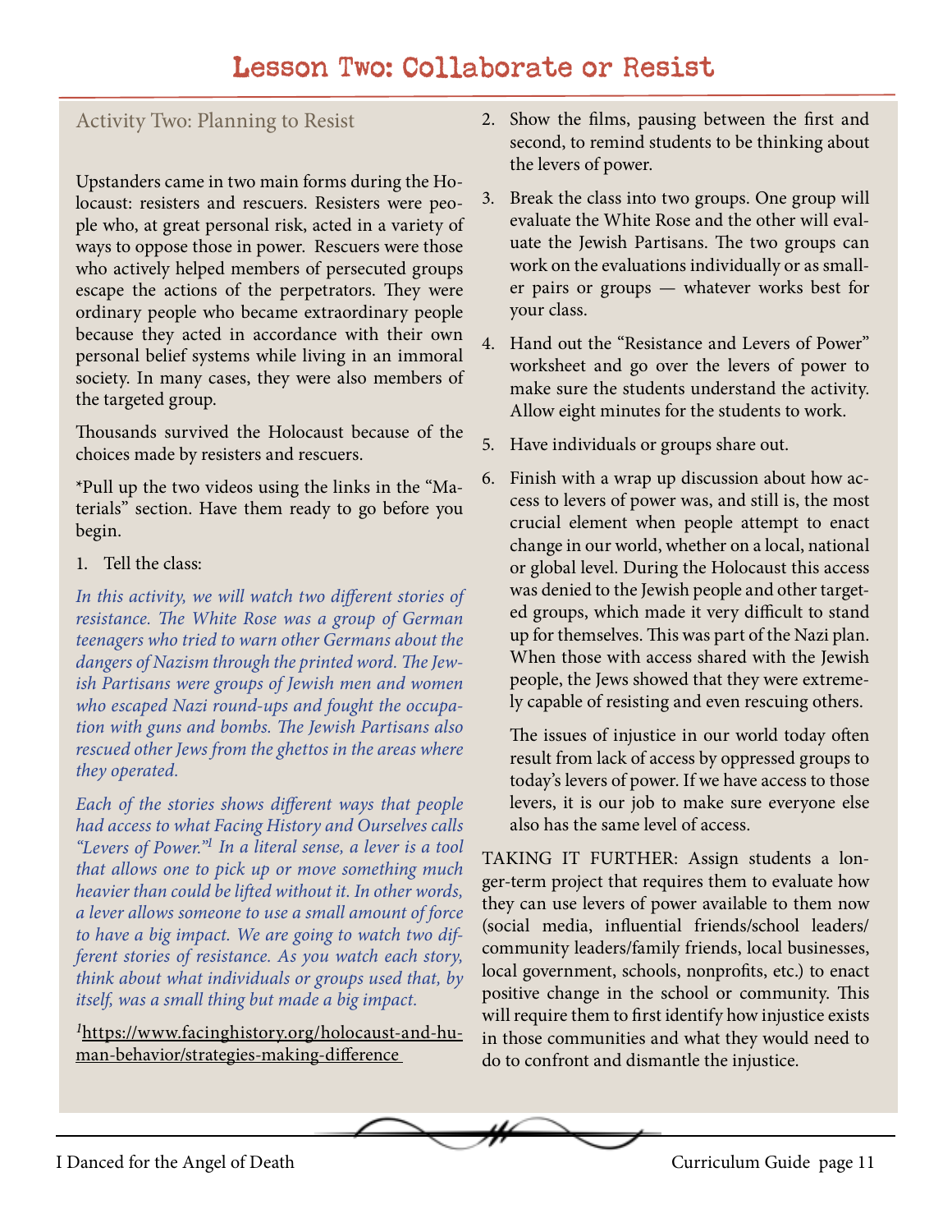# Lesson Two: Collaborate or Resist

## Activity Two: Planning to Resist

Upstanders came in two main forms during the Holocaust: resisters and rescuers. Resisters were people who, at great personal risk, acted in a variety of ways to oppose those in power. Rescuers were those who actively helped members of persecuted groups escape the actions of the perpetrators. They were ordinary people who became extraordinary people because they acted in accordance with their own personal belief systems while living in an immoral society. In many cases, they were also members of the targeted group.

Thousands survived the Holocaust because of the choices made by resisters and rescuers.

*Pull up the two videos using the links in the "Materials" section. Have them ready to go before you begin.

1. Tell the class:

*In this activity, we will watch two different stories of resistance. The White Rose was a group of German teenagers who tried to warn other Germans about the dangers of Nazism through the printed word. The Jewish Partisans were groups of Jewish men and women who escaped Nazi round-ups and fought the occupation with guns and bombs. The Jewish Partisans also rescued other Jews from the ghettos in the areas where they operated.*

*Each of the stories shows different ways that people had access to what Facing History and Ourselves calls "Levers of Power."[1] In a literal sense, a lever is a tool that allows one to pick up or move something much heavier than could be lifted without it. In other words, a lever allows someone to use a small amount of force to have a big impact. We are going to watch two different stories of resistance. As you watch each story, think about what individuals or groups used that, by itself, was a small thing but made a big impact.*

[1]https://www.facinghistory.org/holocaust-and-human-behavior/strategies-making-difference

2. Show the films, pausing between the first and second, to remind students to be thinking about the levers of power.
3. Break the class into two groups. One group will evaluate the White Rose and the other will evaluate the Jewish Partisans. The two groups can work on the evaluations individually or as smaller pairs or groups — whatever works best for your class.
4. Hand out the "Resistance and Levers of Power" worksheet and go over the levers of power to make sure the students understand the activity. Allow eight minutes for the students to work.
5. Have individuals or groups share out.
6. Finish with a wrap up discussion about how access to levers of power was, and still is, the most crucial element when people attempt to enact change in our world, whether on a local, national or global level. During the Holocaust this access was denied to the Jewish people and other targeted groups, which made it very difficult to stand up for themselves. This was part of the Nazi plan. When those with access shared with the Jewish people, the Jews showed that they were extremely capable of resisting and even rescuing others.

   The issues of injustice in our world today often result from lack of access by oppressed groups to today's levers of power. If we have access to those levers, it is our job to make sure everyone else also has the same level of access.

TAKING IT FURTHER: Assign students a longer-term project that requires them to evaluate how they can use levers of power available to them now (social media, influential friends/school leaders/community leaders/family friends, local businesses, local government, schools, nonprofits, etc.) to enact positive change in the school or community. This will require them to first identify how injustice exists in those communities and what they would need to do to confront and dismantle the injustice.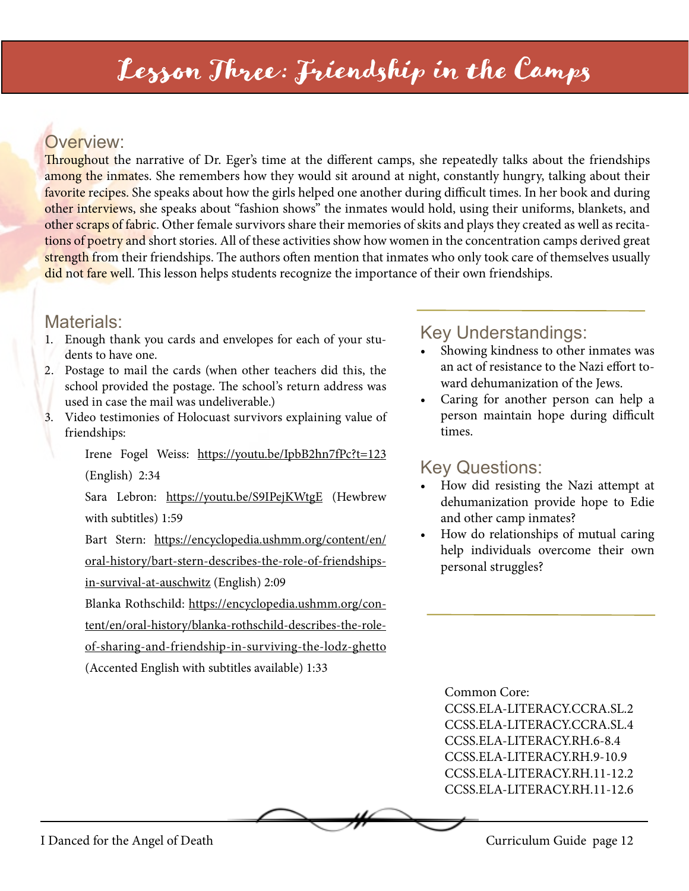# Lesson Three: Friendship in the Camps

## Overview:

Throughout the narrative of Dr. Eger's time at the different camps, she repeatedly talks about the friendships among the inmates. She remembers how they would sit around at night, constantly hungry, talking about their favorite recipes. She speaks about how the girls helped one another during difficult times. In her book and during other interviews, she speaks about "fashion shows" the inmates would hold, using their uniforms, blankets, and other scraps of fabric. Other female survivors share their memories of skits and plays they created as well as recitations of poetry and short stories. All of these activities show how women in the concentration camps derived great strength from their friendships. The authors often mention that inmates who only took care of themselves usually did not fare well. This lesson helps students recognize the importance of their own friendships.

## Materials:

1. Enough thank you cards and envelopes for each of your students to have one.
2. Postage to mail the cards (when other teachers did this, the school provided the postage. The school's return address was used in case the mail was undeliverable.)
3. Video testimonies of Holocaust survivors explaining value of friendships:

   Irene Fogel Weiss: https://youtu.be/IpbB2hn7fPc?t=123 (English) 2:34

   Sara Lebron: https://youtu.be/S9IPejKWtgE (Hewbrew with subtitles) 1:59

   Bart Stern: https://encyclopedia.ushmm.org/content/en/oral-history/bart-stern-describes-the-role-of-friendships-in-survival-at-auschwitz (English) 2:09

   Blanka Rothschild: https://encyclopedia.ushmm.org/content/en/oral-history/blanka-rothschild-describes-the-role-of-sharing-and-friendship-in-surviving-the-lodz-ghetto (Accented English with subtitles available) 1:33

## Key Understandings:

- Showing kindness to other inmates was an act of resistance to the Nazi effort toward dehumanization of the Jews.
- Caring for another person can help a person maintain hope during difficult times.

## Key Questions:

- How did resisting the Nazi attempt at dehumanization provide hope to Edie and other camp inmates?
- How do relationships of mutual caring help individuals overcome their own personal struggles?

Common Core:
CCSS.ELA-LITERACY.CCRA.SL.2
CCSS.ELA-LITERACY.CCRA.SL.4
CCSS.ELA-LITERACY.RH.6-8.4
CCSS.ELA-LITERACY.RH.9-10.9
CCSS.ELA-LITERACY.RH.11-12.2
CCSS.ELA-LITERACY.RH.11-12.6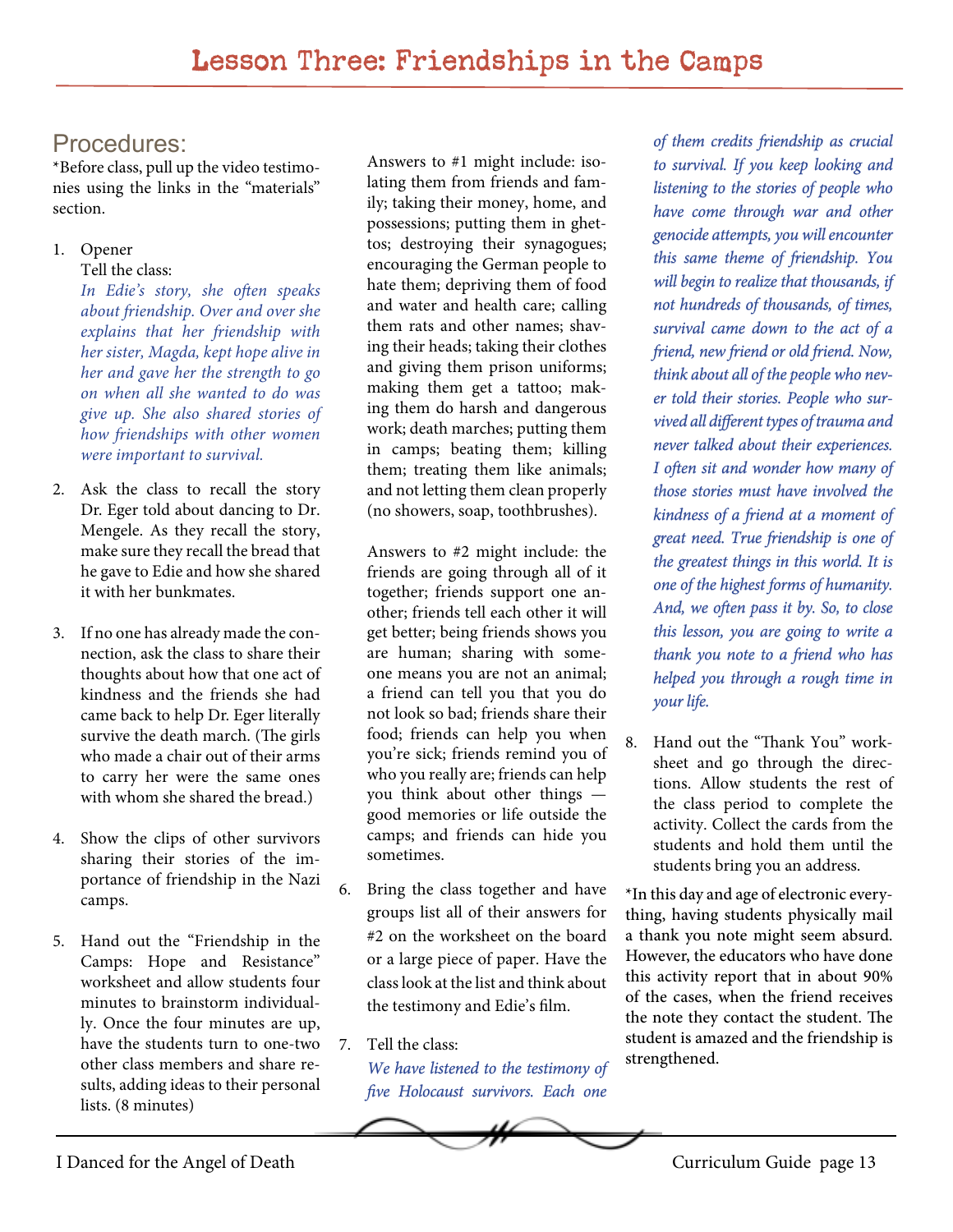# Lesson Three: Friendships in the Camps

## Procedures:

*Before class, pull up the video testimonies using the links in the "materials" section.

1. Opener
   Tell the class:
   *In Edie's story, she often speaks about friendship. Over and over she explains that her friendship with her sister, Magda, kept hope alive in her and gave her the strength to go on when all she wanted to do was give up. She also shared stories of how friendships with other women were important to survival.*

2. Ask the class to recall the story Dr. Eger told about dancing to Dr. Mengele. As they recall the story, make sure they recall the bread that he gave to Edie and how she shared it with her bunkmates.

3. If no one has already made the connection, ask the class to share their thoughts about how that one act of kindness and the friends she had came back to help Dr. Eger literally survive the death march. (The girls who made a chair out of their arms to carry her were the same ones with whom she shared the bread.)

4. Show the clips of other survivors sharing their stories of the importance of friendship in the Nazi camps.

5. Hand out the "Friendship in the Camps: Hope and Resistance" worksheet and allow students four minutes to brainstorm individually. Once the four minutes are up, have the students turn to one-two other class members and share results, adding ideas to their personal lists. (8 minutes)

   Answers to #1 might include: isolating them from friends and family; taking their money, home, and possessions; putting them in ghettos; destroying their synagogues; encouraging the German people to hate them; depriving them of food and water and health care; calling them rats and other names; shaving their heads; taking their clothes and giving them prison uniforms; making them get a tattoo; making them do harsh and dangerous work; death marches; putting them in camps; beating them; killing them; treating them like animals; and not letting them clean properly (no showers, soap, toothbrushes).

   Answers to #2 might include: the friends are going through all of it together; friends support one another; friends tell each other it will get better; being friends shows you are human; sharing with someone means you are not an animal; a friend can tell you that you do not look so bad; friends share their food; friends can help you when you're sick; friends remind you of who you really are; friends can help you think about other things — good memories or life outside the camps; and friends can hide you sometimes.

6. Bring the class together and have groups list all of their answers for #2 on the worksheet on the board or a large piece of paper. Have the class look at the list and think about the testimony and Edie's film.

7. Tell the class:
   *We have listened to the testimony of five Holocaust survivors. Each one of them credits friendship as crucial to survival. If you keep looking and listening to the stories of people who have come through war and other genocide attempts, you will encounter this same theme of friendship. You will begin to realize that thousands, if not hundreds of thousands, of times, survival came down to the act of a friend, new friend or old friend. Now, think about all of the people who never told their stories. People who survived all different types of trauma and never talked about their experiences. I often sit and wonder how many of those stories must have involved the kindness of a friend at a moment of great need. True friendship is one of the greatest things in this world. It is one of the highest forms of humanity. And, we often pass it by. So, to close this lesson, you are going to write a thank you note to a friend who has helped you through a rough time in your life.*

8. Hand out the "Thank You" worksheet and go through the directions. Allow students the rest of the class period to complete the activity. Collect the cards from the students and hold them until the students bring you an address.

*In this day and age of electronic everything, having students physically mail a thank you note might seem absurd. However, the educators who have done this activity report that in about 90% of the cases, when the friend receives the note they contact the student. The student is amazed and the friendship is strengthened.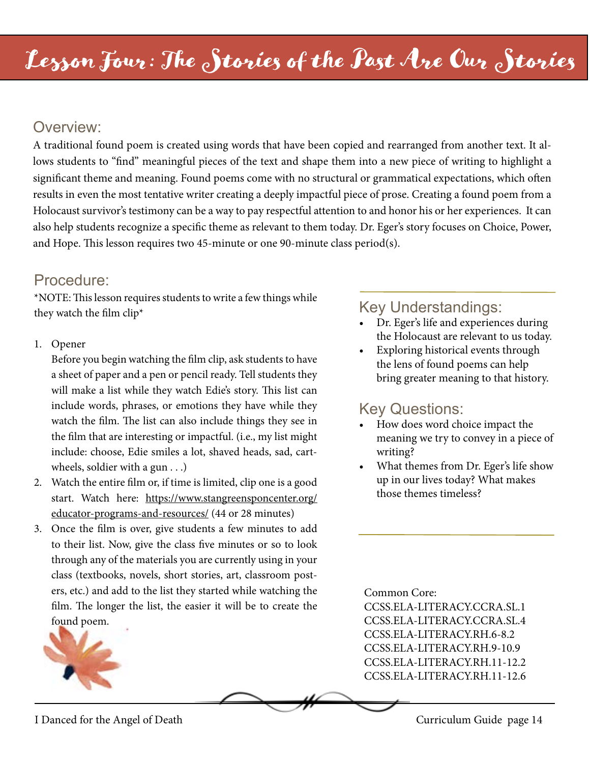# Lesson Four: The Stories of the Past Are Our Stories

## Overview:

A traditional found poem is created using words that have been copied and rearranged from another text. It allows students to "find" meaningful pieces of the text and shape them into a new piece of writing to highlight a significant theme and meaning. Found poems come with no structural or grammatical expectations, which often results in even the most tentative writer creating a deeply impactful piece of prose. Creating a found poem from a Holocaust survivor's testimony can be a way to pay respectful attention to and honor his or her experiences. It can also help students recognize a specific theme as relevant to them today. Dr. Eger's story focuses on Choice, Power, and Hope. This lesson requires two 45-minute or one 90-minute class period(s).

## Procedure:

*NOTE: This lesson requires students to write a few things while they watch the film clip*

1. Opener
   Before you begin watching the film clip, ask students to have a sheet of paper and a pen or pencil ready. Tell students they will make a list while they watch Edie's story. This list can include words, phrases, or emotions they have while they watch the film. The list can also include things they see in the film that are interesting or impactful. (i.e., my list might include: choose, Edie smiles a lot, shaved heads, sad, cartwheels, soldier with a gun . . .)
2. Watch the entire film or, if time is limited, clip one is a good start. Watch here: https://www.stangreensponcenter.org/educator-programs-and-resources/ (44 or 28 minutes)
3. Once the film is over, give students a few minutes to add to their list. Now, give the class five minutes or so to look through any of the materials you are currently using in your class (textbooks, novels, short stories, art, classroom posters, etc.) and add to the list they started while watching the film. The longer the list, the easier it will be to create the found poem.

## Key Understandings:

- Dr. Eger's life and experiences during the Holocaust are relevant to us today.
- Exploring historical events through the lens of found poems can help bring greater meaning to that history.

## Key Questions:

- How does word choice impact the meaning we try to convey in a piece of writing?
- What themes from Dr. Eger's life show up in our lives today? What makes those themes timeless?

Common Core:
CCSS.ELA-LITERACY.CCRA.SL.1
CCSS.ELA-LITERACY.CCRA.SL.4
CCSS.ELA-LITERACY.RH.6-8.2
CCSS.ELA-LITERACY.RH.9-10.9
CCSS.ELA-LITERACY.RH.11-12.2
CCSS.ELA-LITERACY.RH.11-12.6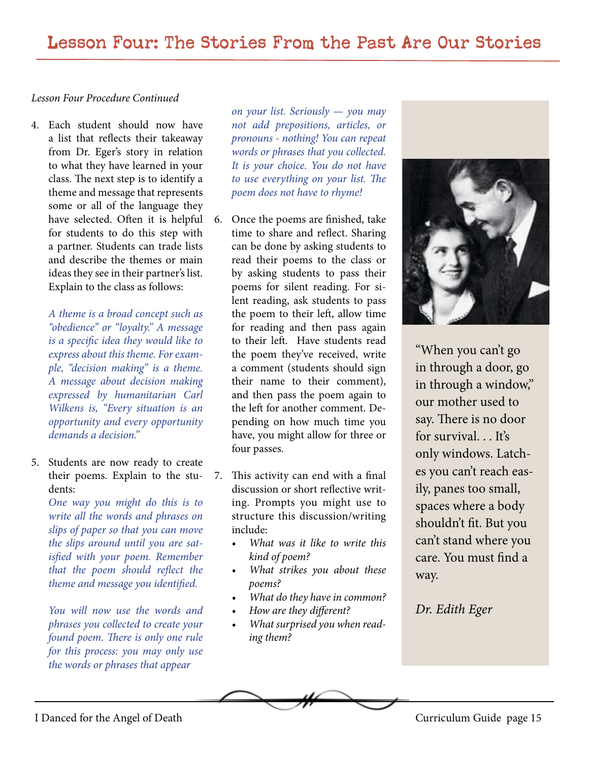# Lesson Four: The Stories From the Past Are Our Stories

*Lesson Four Procedure Continued*

4. Each student should now have a list that reflects their takeaway from Dr. Eger's story in relation to what they have learned in your class. The next step is to identify a theme and message that represents some or all of the language they have selected. Often it is helpful for students to do this step with a partner. Students can trade lists and describe the themes or main ideas they see in their partner's list. Explain to the class as follows:

   *A theme is a broad concept such as "obedience" or "loyalty." A message is a specific idea they would like to express about this theme. For example, "decision making" is a theme. A message about decision making expressed by humanitarian Carl Wilkens is, "Every situation is an opportunity and every opportunity demands a decision."*

5. Students are now ready to create their poems. Explain to the students:

   *One way you might do this is to write all the words and phrases on slips of paper so that you can move the slips around until you are satisfied with your poem. Remember that the poem should reflect the theme and message you identified.*

   *You will now use the words and phrases you collected to create your found poem. There is only one rule for this process: you may only use the words or phrases that appear on your list. Seriously — you may not add prepositions, articles, or pronouns - nothing! You can repeat words or phrases that you collected. It is your choice. You do not have to use everything on your list. The poem does not have to rhyme!*

6. Once the poems are finished, take time to share and reflect. Sharing can be done by asking students to read their poems to the class or by asking students to pass their poems for silent reading. For silent reading, ask students to pass the poem to their left, allow time for reading and then pass again to their left. Have students read the poem they've received, write a comment (students should sign their name to their comment), and then pass the poem again to the left for another comment. Depending on how much time you have, you might allow for three or four passes.

7. This activity can end with a final discussion or short reflective writing. Prompts you might use to structure this discussion/writing include:
   - *What was it like to write this kind of poem?*
   - *What strikes you about these poems?*
   - *What do they have in common?*
   - *How are they different?*
   - *What surprised you when reading them?*

"When you can't go in through a door, go in through a window," our mother used to say. There is no door for survival. . . It's only windows. Latches you can't reach easily, panes too small, spaces where a body shouldn't fit. But you can't stand where you care. You must find a way.

*Dr. Edith Eger*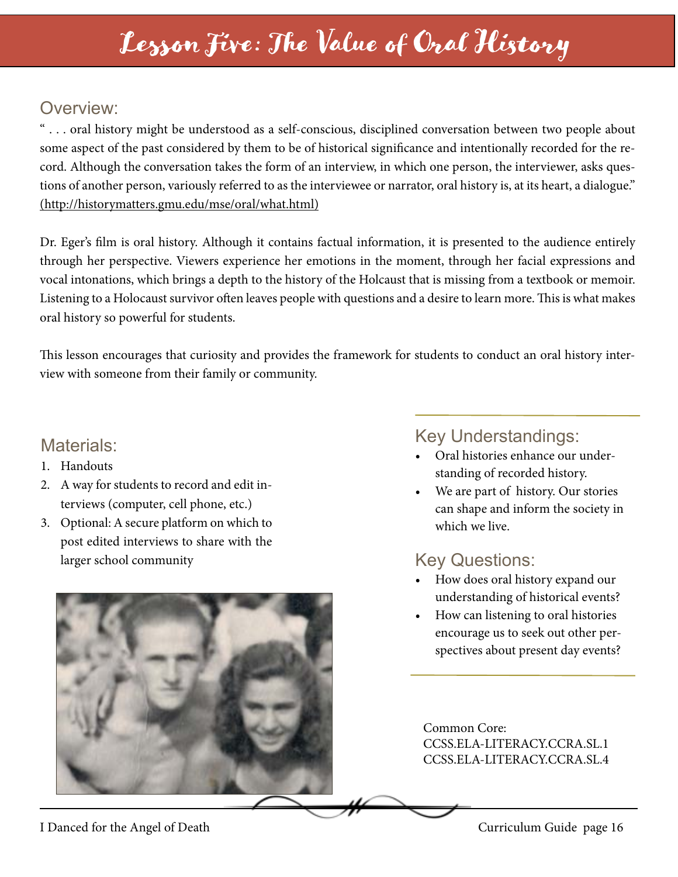# Lesson Five: The Value of Oral History

## Overview:

" . . . oral history might be understood as a self-conscious, disciplined conversation between two people about some aspect of the past considered by them to be of historical significance and intentionally recorded for the record. Although the conversation takes the form of an interview, in which one person, the interviewer, asks questions of another person, variously referred to as the interviewee or narrator, oral history is, at its heart, a dialogue." (http://historymatters.gmu.edu/mse/oral/what.html)

Dr. Eger's film is oral history. Although it contains factual information, it is presented to the audience entirely through her perspective. Viewers experience her emotions in the moment, through her facial expressions and vocal intonations, which brings a depth to the history of the Holcaust that is missing from a textbook or memoir. Listening to a Holocaust survivor often leaves people with questions and a desire to learn more. This is what makes oral history so powerful for students.

This lesson encourages that curiosity and provides the framework for students to conduct an oral history interview with someone from their family or community.

## Materials:

1. Handouts
2. A way for students to record and edit interviews (computer, cell phone, etc.)
3. Optional: A secure platform on which to post edited interviews to share with the larger school community

## Key Understandings:

- Oral histories enhance our understanding of recorded history.
- We are part of history. Our stories can shape and inform the society in which we live.

## Key Questions:

- How does oral history expand our understanding of historical events?
- How can listening to oral histories encourage us to seek out other perspectives about present day events?

Common Core:
CCSS.ELA-LITERACY.CCRA.SL.1
CCSS.ELA-LITERACY.CCRA.SL.4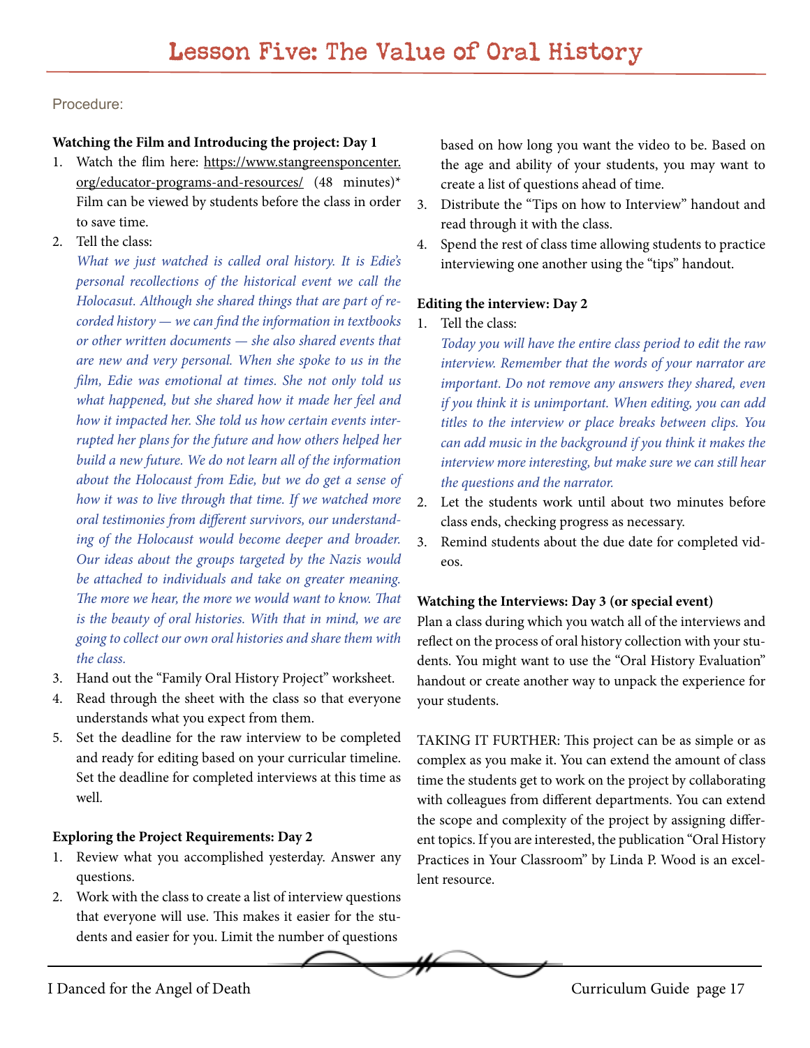# Lesson Five: The Value of Oral History

Procedure:

**Watching the Film and Introducing the project: Day 1**

1. Watch the flim here: https://www.stangreensponcenter.org/educator-programs-and-resources/ (48 minutes)* Film can be viewed by students before the class in order to save time.
2. Tell the class:
   *What we just watched is called oral history. It is Edie's personal recollections of the historical event we call the Holocasut. Although she shared things that are part of recorded history — we can find the information in textbooks or other written documents — she also shared events that are new and very personal. When she spoke to us in the film, Edie was emotional at times. She not only told us what happened, but she shared how it made her feel and how it impacted her. She told us how certain events interrupted her plans for the future and how others helped her build a new future. We do not learn all of the information about the Holocaust from Edie, but we do get a sense of how it was to live through that time. If we watched more oral testimonies from different survivors, our understanding of the Holocaust would become deeper and broader. Our ideas about the groups targeted by the Nazis would be attached to individuals and take on greater meaning. The more we hear, the more we would want to know. That is the beauty of oral histories. With that in mind, we are going to collect our own oral histories and share them with the class.*
3. Hand out the "Family Oral History Project" worksheet.
4. Read through the sheet with the class so that everyone understands what you expect from them.
5. Set the deadline for the raw interview to be completed and ready for editing based on your curricular timeline. Set the deadline for completed interviews at this time as well.

**Exploring the Project Requirements: Day 2**

1. Review what you accomplished yesterday. Answer any questions.
2. Work with the class to create a list of interview questions that everyone will use. This makes it easier for the students and easier for you. Limit the number of questions based on how long you want the video to be. Based on the age and ability of your students, you may want to create a list of questions ahead of time.
3. Distribute the "Tips on how to Interview" handout and read through it with the class.
4. Spend the rest of class time allowing students to practice interviewing one another using the "tips" handout.

**Editing the interview: Day 2**

1. Tell the class:
   *Today you will have the entire class period to edit the raw interview. Remember that the words of your narrator are important. Do not remove any answers they shared, even if you think it is unimportant. When editing, you can add titles to the interview or place breaks between clips. You can add music in the background if you think it makes the interview more interesting, but make sure we can still hear the questions and the narrator.*
2. Let the students work until about two minutes before class ends, checking progress as necessary.
3. Remind students about the due date for completed videos.

**Watching the Interviews: Day 3 (or special event)**

Plan a class during which you watch all of the interviews and reflect on the process of oral history collection with your students. You might want to use the "Oral History Evaluation" handout or create another way to unpack the experience for your students.

TAKING IT FURTHER: This project can be as simple or as complex as you make it. You can extend the amount of class time the students get to work on the project by collaborating with colleagues from different departments. You can extend the scope and complexity of the project by assigning different topics. If you are interested, the publication "Oral History Practices in Your Classroom" by Linda P. Wood is an excellent resource.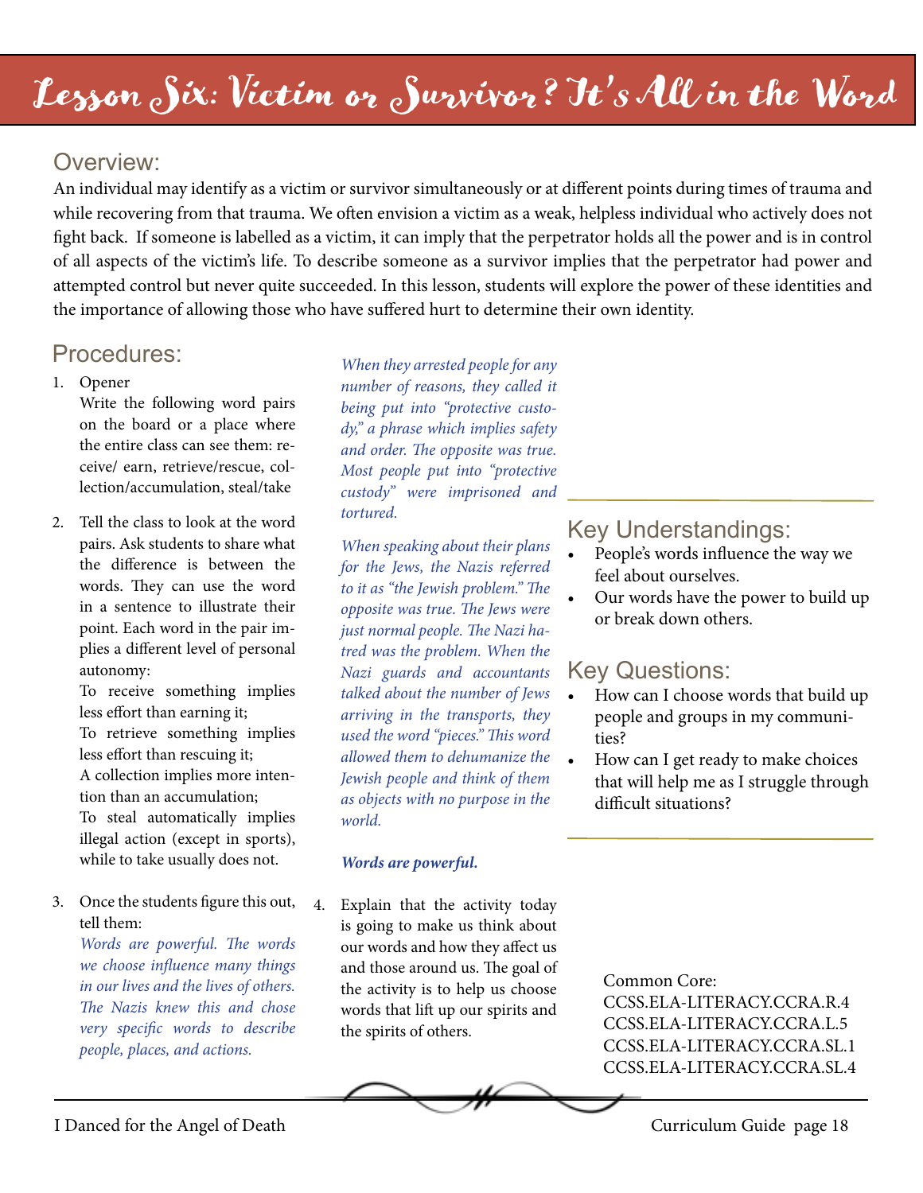# Lesson Six: Victim or Survivor? It's All in the Word

## Overview:

An individual may identify as a victim or survivor simultaneously or at different points during times of trauma and while recovering from that trauma. We often envision a victim as a weak, helpless individual who actively does not fight back. If someone is labelled as a victim, it can imply that the perpetrator holds all the power and is in control of all aspects of the victim's life. To describe someone as a survivor implies that the perpetrator had power and attempted control but never quite succeeded. In this lesson, students will explore the power of these identities and the importance of allowing those who have suffered hurt to determine their own identity.

## Procedures:

1. Opener
   Write the following word pairs on the board or a place where the entire class can see them: receive/ earn, retrieve/rescue, collection/accumulation, steal/take

2. Tell the class to look at the word pairs. Ask students to share what the difference is between the words. They can use the word in a sentence to illustrate their point. Each word in the pair implies a different level of personal autonomy:
   To receive something implies less effort than earning it;
   To retrieve something implies less effort than rescuing it;
   A collection implies more intention than an accumulation;
   To steal automatically implies illegal action (except in sports), while to take usually does not.

3. Once the students figure this out, tell them:
   *Words are powerful. The words we choose influence many things in our lives and the lives of others. The Nazis knew this and chose very specific words to describe people, places, and actions.*

   *When they arrested people for any number of reasons, they called it being put into "protective custody," a phrase which implies safety and order. The opposite was true. Most people put into "protective custody" were imprisoned and tortured.*

   *When speaking about their plans for the Jews, the Nazis referred to it as "the Jewish problem." The opposite was true. The Jews were just normal people. The Nazi hatred was the problem. When the Nazi guards and accountants talked about the number of Jews arriving in the transports, they used the word "pieces." This word allowed them to dehumanize the Jewish people and think of them as objects with no purpose in the world.*

   ***Words are powerful.***

4. Explain that the activity today is going to make us think about our words and how they affect us and those around us. The goal of the activity is to help us choose words that lift up our spirits and the spirits of others.

## Key Understandings:

- People's words influence the way we feel about ourselves.
- Our words have the power to build up or break down others.

## Key Questions:

- How can I choose words that build up people and groups in my communities?
- How can I get ready to make choices that will help me as I struggle through difficult situations?

Common Core:
CCSS.ELA-LITERACY.CCRA.R.4
CCSS.ELA-LITERACY.CCRA.L.5
CCSS.ELA-LITERACY.CCRA.SL.1
CCSS.ELA-LITERACY.CCRA.SL.4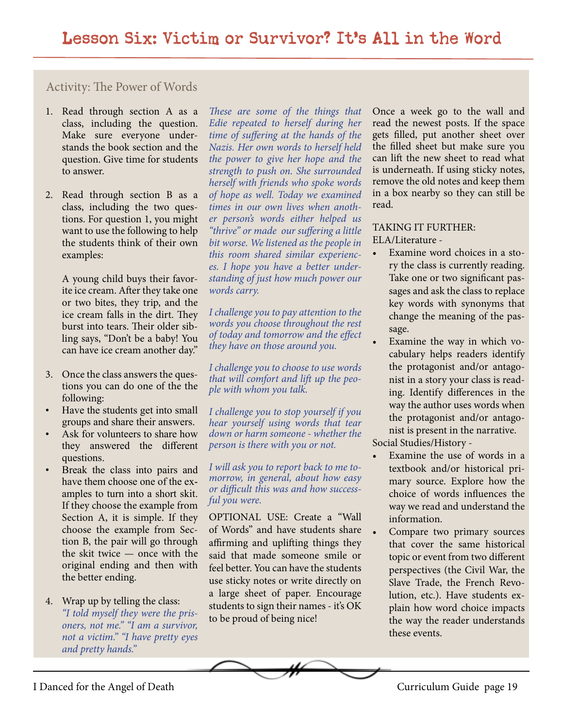# Lesson Six: Victim or Survivor? It's All in the Word

## Activity: The Power of Words

1. Read through section A as a class, including the question. Make sure everyone understands the book section and the question. Give time for students to answer.

2. Read through section B as a class, including the two questions. For question 1, you might want to use the following to help the students think of their own examples:

   A young child buys their favorite ice cream. After they take one or two bites, they trip, and the ice cream falls in the dirt. They burst into tears. Their older sibling says, "Don't be a baby! You can have ice cream another day."

3. Once the class answers the questions you can do one of the the following:
   - Have the students get into small groups and share their answers.
   - Ask for volunteers to share how they answered the different questions.
   - Break the class into pairs and have them choose one of the examples to turn into a short skit. If they choose the example from Section A, it is simple. If they choose the example from Section B, the pair will go through the skit twice — once with the original ending and then with the better ending.

4. Wrap up by telling the class: *"I told myself they were the prisoners, not me." "I am a survivor, not a victim." "I have pretty eyes and pretty hands."*

   *These are some of the things that Edie repeated to herself during her time of suffering at the hands of the Nazis. Her own words to herself held the power to give her hope and the strength to push on. She surrounded herself with friends who spoke words of hope as well. Today we examined times in our own lives when another person's words either helped us "thrive" or made our suffering a little bit worse. We listened as the people in this room shared similar experiences. I hope you have a better understanding of just how much power our words carry.*

   *I challenge you to pay attention to the words you choose throughout the rest of today and tomorrow and the effect they have on those around you.*

   *I challenge you to choose to use words that will comfort and lift up the people with whom you talk.*

   *I challenge you to stop yourself if you hear yourself using words that tear down or harm someone - whether the person is there with you or not.*

   *I will ask you to report back to me tomorrow, in general, about how easy or difficult this was and how successful you were.*

OPTIONAL USE: Create a "Wall of Words" and have students share affirming and uplifting things they said that made someone smile or feel better. You can have the students use sticky notes or write directly on a large sheet of paper. Encourage students to sign their names - it's OK to be proud of being nice!

Once a week go to the wall and read the newest posts. If the space gets filled, put another sheet over the filled sheet but make sure you can lift the new sheet to read what is underneath. If using sticky notes, remove the old notes and keep them in a box nearby so they can still be read.

TAKING IT FURTHER:

ELA/Literature -
- Examine word choices in a story the class is currently reading. Take one or two significant passages and ask the class to replace key words with synonyms that change the meaning of the passage.
- Examine the way in which vocabulary helps readers identify the protagonist and/or antagonist in a story your class is reading. Identify differences in the way the author uses words when the protagonist and/or antagonist is present in the narrative.

Social Studies/History -
- Examine the use of words in a textbook and/or historical primary source. Explore how the choice of words influences the way we read and understand the information.
- Compare two primary sources that cover the same historical topic or event from two different perspectives (the Civil War, the Slave Trade, the French Revolution, etc.). Have students explain how word choice impacts the way the reader understands these events.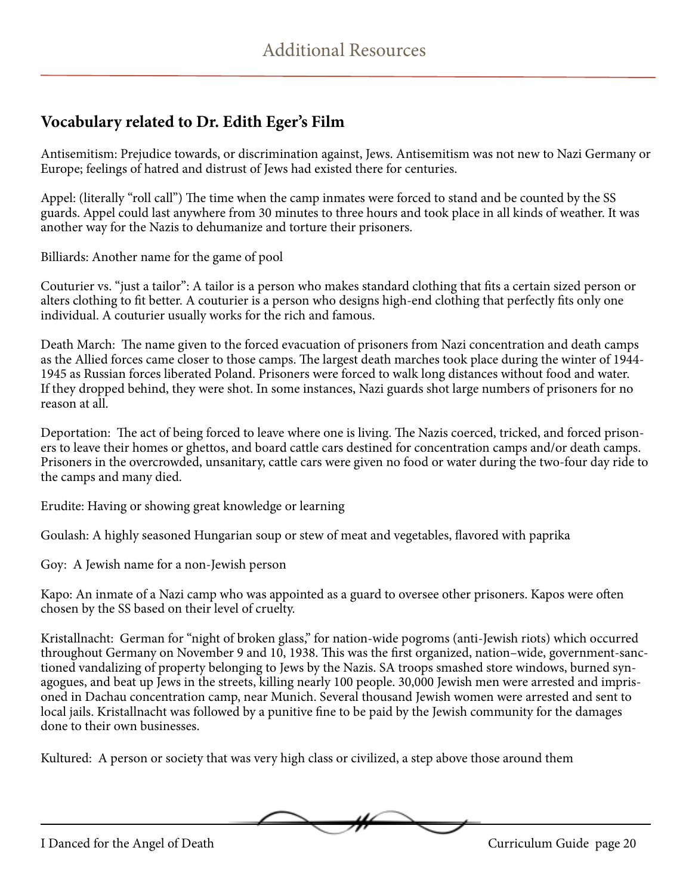# Additional Resources

## Vocabulary related to Dr. Edith Eger's Film

Antisemitism: Prejudice towards, or discrimination against, Jews. Antisemitism was not new to Nazi Germany or Europe; feelings of hatred and distrust of Jews had existed there for centuries.

Appel: (literally "roll call") The time when the camp inmates were forced to stand and be counted by the SS guards. Appel could last anywhere from 30 minutes to three hours and took place in all kinds of weather. It was another way for the Nazis to dehumanize and torture their prisoners.

Billiards: Another name for the game of pool

Couturier vs. "just a tailor": A tailor is a person who makes standard clothing that fits a certain sized person or alters clothing to fit better. A couturier is a person who designs high-end clothing that perfectly fits only one individual. A couturier usually works for the rich and famous.

Death March: The name given to the forced evacuation of prisoners from Nazi concentration and death camps as the Allied forces came closer to those camps. The largest death marches took place during the winter of 1944-1945 as Russian forces liberated Poland. Prisoners were forced to walk long distances without food and water. If they dropped behind, they were shot. In some instances, Nazi guards shot large numbers of prisoners for no reason at all.

Deportation: The act of being forced to leave where one is living. The Nazis coerced, tricked, and forced prisoners to leave their homes or ghettos, and board cattle cars destined for concentration camps and/or death camps. Prisoners in the overcrowded, unsanitary, cattle cars were given no food or water during the two-four day ride to the camps and many died.

Erudite: Having or showing great knowledge or learning

Goulash: A highly seasoned Hungarian soup or stew of meat and vegetables, flavored with paprika

Goy: A Jewish name for a non-Jewish person

Kapo: An inmate of a Nazi camp who was appointed as a guard to oversee other prisoners. Kapos were often chosen by the SS based on their level of cruelty.

Kristallnacht: German for "night of broken glass," for nation-wide pogroms (anti-Jewish riots) which occurred throughout Germany on November 9 and 10, 1938. This was the first organized, nation–wide, government-sanctioned vandalizing of property belonging to Jews by the Nazis. SA troops smashed store windows, burned synagogues, and beat up Jews in the streets, killing nearly 100 people. 30,000 Jewish men were arrested and imprisoned in Dachau concentration camp, near Munich. Several thousand Jewish women were arrested and sent to local jails. Kristallnacht was followed by a punitive fine to be paid by the Jewish community for the damages done to their own businesses.

Kultured: A person or society that was very high class or civilized, a step above those around them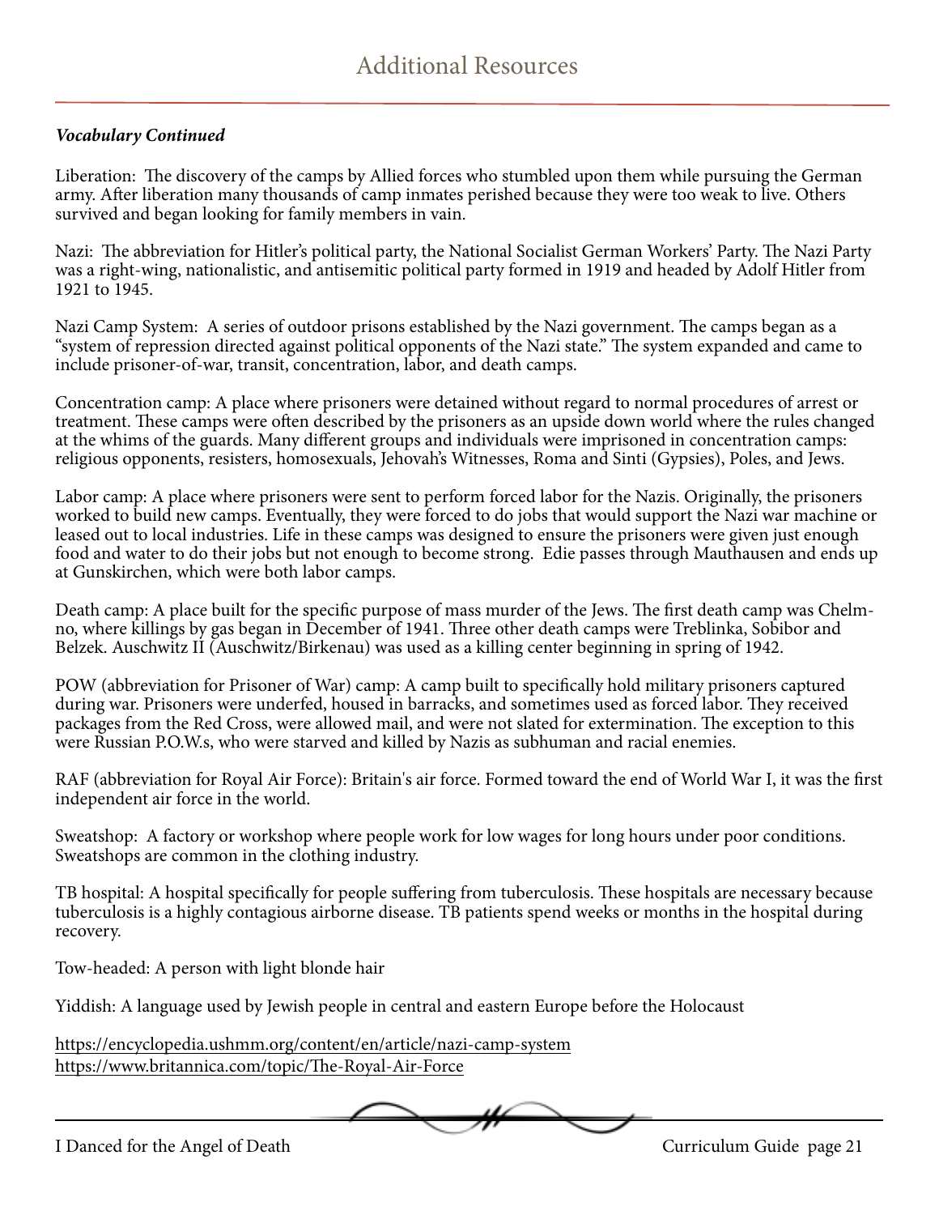# Additional Resources

***Vocabulary Continued***

Liberation: The discovery of the camps by Allied forces who stumbled upon them while pursuing the German army. After liberation many thousands of camp inmates perished because they were too weak to live. Others survived and began looking for family members in vain.

Nazi: The abbreviation for Hitler's political party, the National Socialist German Workers' Party. The Nazi Party was a right-wing, nationalistic, and antisemitic political party formed in 1919 and headed by Adolf Hitler from 1921 to 1945.

Nazi Camp System: A series of outdoor prisons established by the Nazi government. The camps began as a "system of repression directed against political opponents of the Nazi state." The system expanded and came to include prisoner-of-war, transit, concentration, labor, and death camps.

Concentration camp: A place where prisoners were detained without regard to normal procedures of arrest or treatment. These camps were often described by the prisoners as an upside down world where the rules changed at the whims of the guards. Many different groups and individuals were imprisoned in concentration camps: religious opponents, resisters, homosexuals, Jehovah's Witnesses, Roma and Sinti (Gypsies), Poles, and Jews.

Labor camp: A place where prisoners were sent to perform forced labor for the Nazis. Originally, the prisoners worked to build new camps. Eventually, they were forced to do jobs that would support the Nazi war machine or leased out to local industries. Life in these camps was designed to ensure the prisoners were given just enough food and water to do their jobs but not enough to become strong. Edie passes through Mauthausen and ends up at Gunskirchen, which were both labor camps.

Death camp: A place built for the specific purpose of mass murder of the Jews. The first death camp was Chelmno, where killings by gas began in December of 1941. Three other death camps were Treblinka, Sobibor and Belzek. Auschwitz II (Auschwitz/Birkenau) was used as a killing center beginning in spring of 1942.

POW (abbreviation for Prisoner of War) camp: A camp built to specifically hold military prisoners captured during war. Prisoners were underfed, housed in barracks, and sometimes used as forced labor. They received packages from the Red Cross, were allowed mail, and were not slated for extermination. The exception to this were Russian P.O.W.s, who were starved and killed by Nazis as subhuman and racial enemies.

RAF (abbreviation for Royal Air Force): Britain's air force. Formed toward the end of World War I, it was the first independent air force in the world.

Sweatshop: A factory or workshop where people work for low wages for long hours under poor conditions. Sweatshops are common in the clothing industry.

TB hospital: A hospital specifically for people suffering from tuberculosis. These hospitals are necessary because tuberculosis is a highly contagious airborne disease. TB patients spend weeks or months in the hospital during recovery.

Tow-headed: A person with light blonde hair

Yiddish: A language used by Jewish people in central and eastern Europe before the Holocaust

https://encyclopedia.ushmm.org/content/en/article/nazi-camp-system
https://www.britannica.com/topic/The-Royal-Air-Force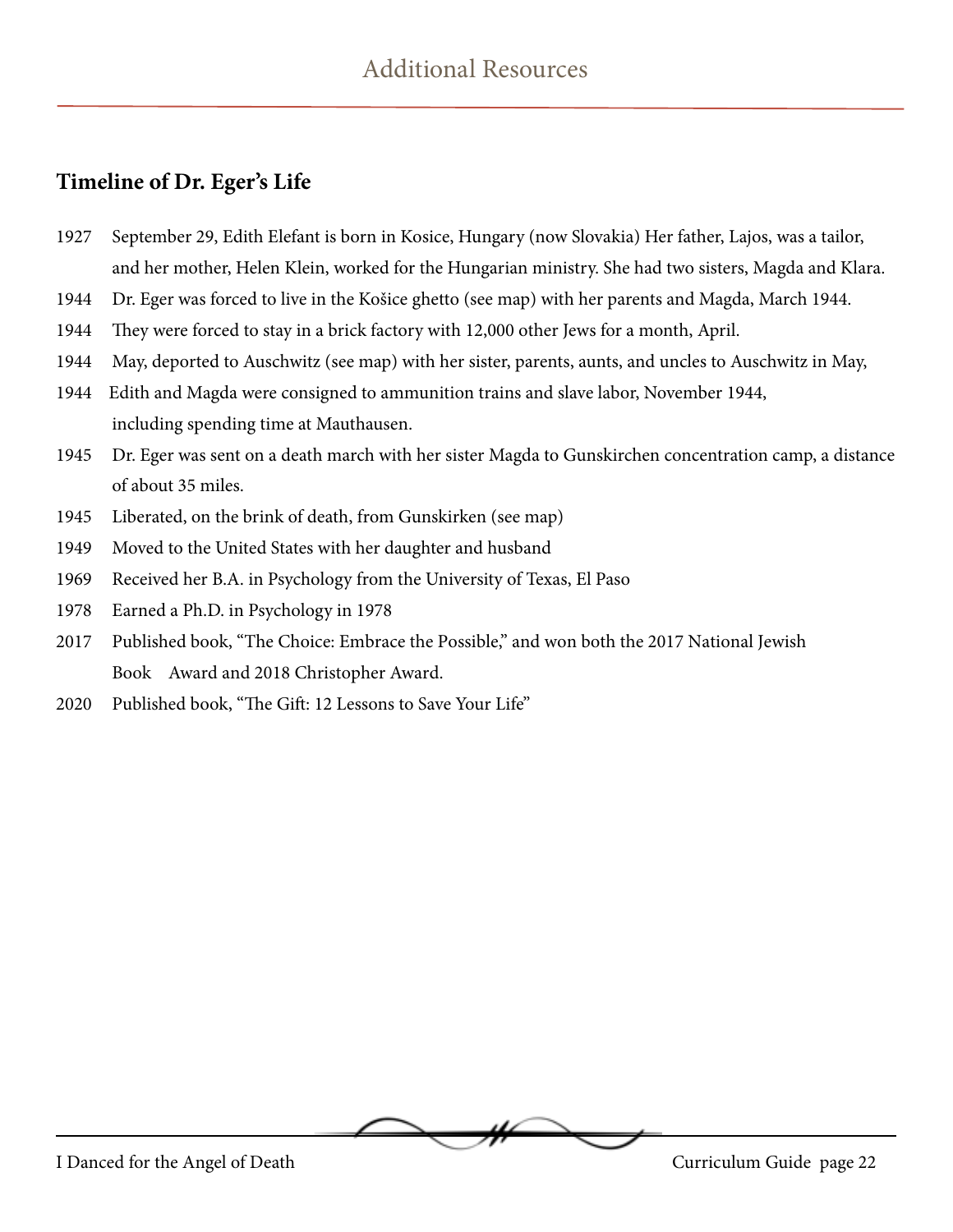# Additional Resources

## Timeline of Dr. Eger's Life

1927 September 29, Edith Elefant is born in Kosice, Hungary (now Slovakia) Her father, Lajos, was a tailor, and her mother, Helen Klein, worked for the Hungarian ministry. She had two sisters, Magda and Klara.

1944 Dr. Eger was forced to live in the Košice ghetto (see map) with her parents and Magda, March 1944.

1944 They were forced to stay in a brick factory with 12,000 other Jews for a month, April.

1944 May, deported to Auschwitz (see map) with her sister, parents, aunts, and uncles to Auschwitz in May,

1944 Edith and Magda were consigned to ammunition trains and slave labor, November 1944, including spending time at Mauthausen.

1945 Dr. Eger was sent on a death march with her sister Magda to Gunskirchen concentration camp, a distance of about 35 miles.

1945 Liberated, on the brink of death, from Gunskirken (see map)

1949 Moved to the United States with her daughter and husband

1969 Received her B.A. in Psychology from the University of Texas, El Paso

1978 Earned a Ph.D. in Psychology in 1978

2017 Published book, "The Choice: Embrace the Possible," and won both the 2017 National Jewish Book Award and 2018 Christopher Award.

2020 Published book, "The Gift: 12 Lessons to Save Your Life"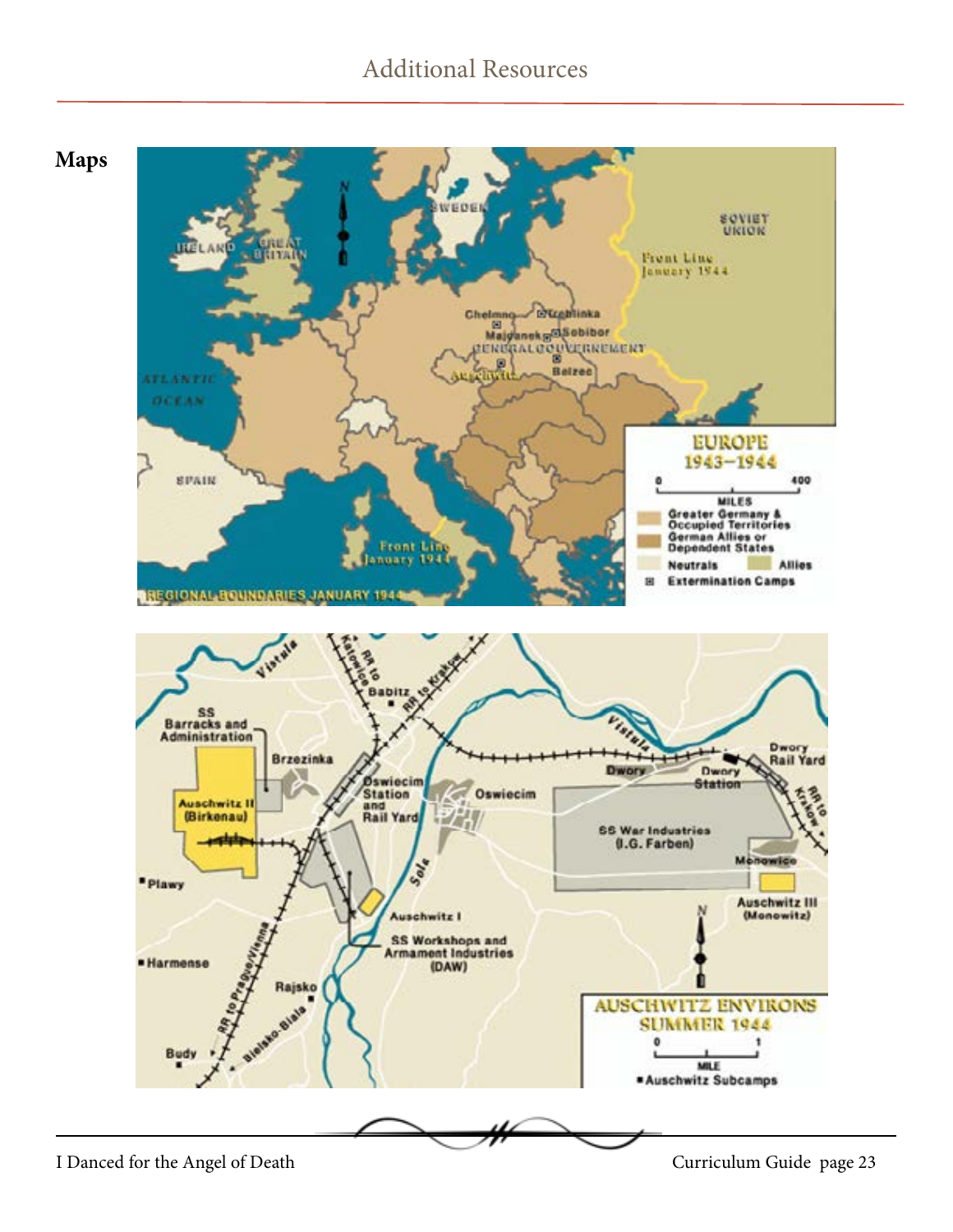## Maps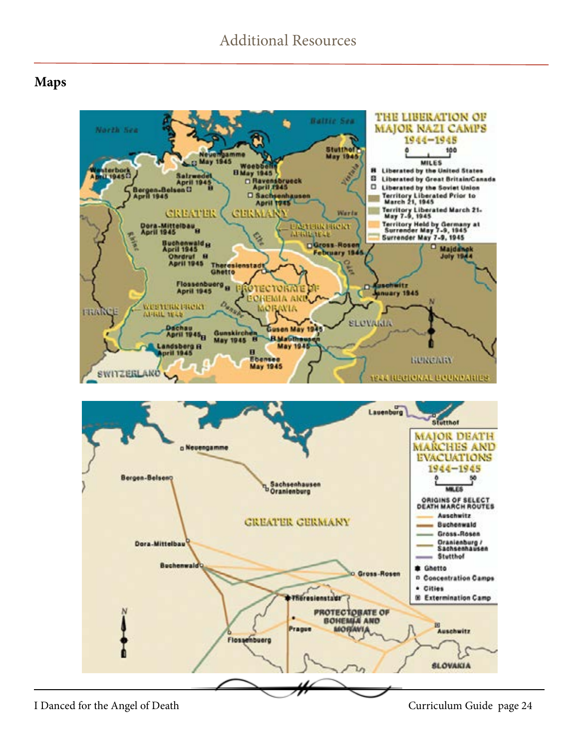# Additional Resources

## Maps

**THE LIBERATION OF MAJOR NAZI CAMPS 1944–1945**

- Liberated by the United States
- Liberated by Great Britain/Canada
- Liberated by the Soviet Union
- Territory Liberated Prior to March 21, 1945
- Territory Liberated March 21–May 7–9, 1945
- Territory Held by Germany at Surrender May 7–9, 1945
- Surrender May 7–9, 1945

1944 REGIONAL BOUNDARIES

**MAJOR DEATH MARCHES AND EVACUATIONS 1944–1945**

ORIGINS OF SELECT DEATH MARCH ROUTES

- Auschwitz
- Buchenwald
- Gross-Rosen
- Oranienburg / Sachsenhausen
- Stutthof
- Ghetto
- Concentration Camps
- Cities
- Extermination Camp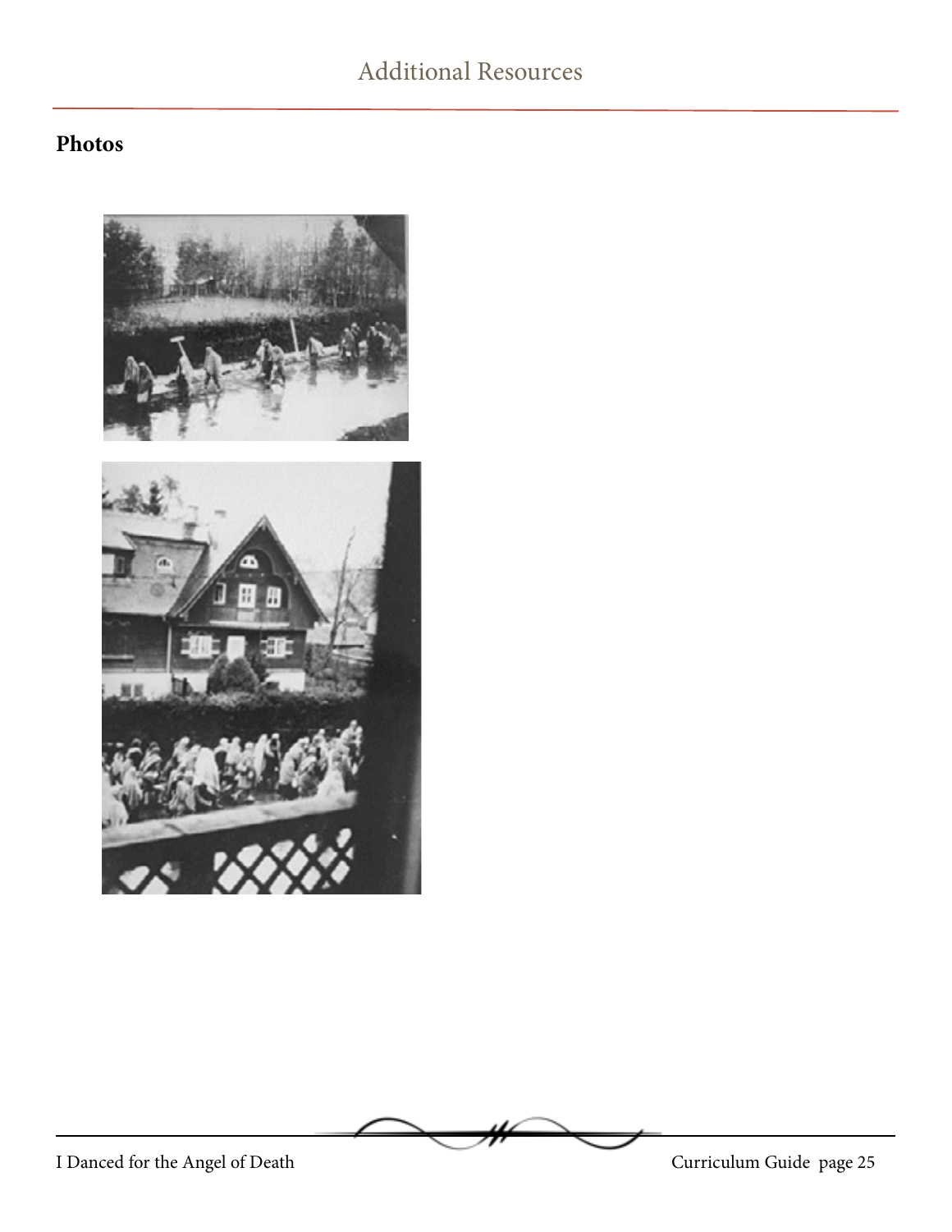## Additional Resources

**Photos**